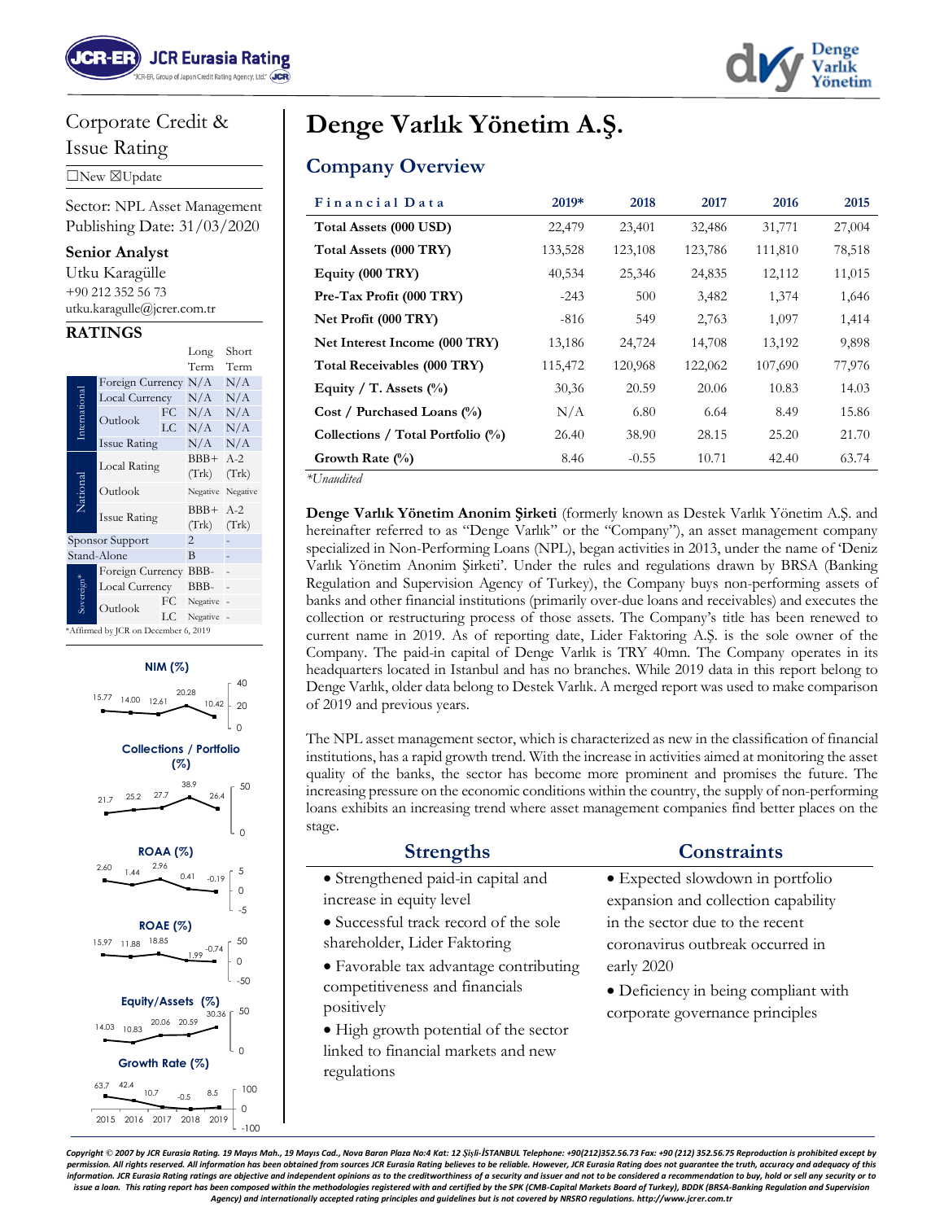Corporate Credit & Issue Rating

☐New ☒Update

Sector: NPL Asset Management
Publishing Date: 31/03/2020

**Senior Analyst**
Utku Karagülle
+90 212 352 56 73
utku.karagulle@jcrer.com.tr

**RATINGS**

| | | | Long Term | Short Term |
|---|---|---|---|---|
| International | Foreign Currency | | N/A | N/A |
| | Local Currency | | N/A | N/A |
| | Outlook | FC | N/A | N/A |
| | | LC | N/A | N/A |
| | Issue Rating | | N/A | N/A |
| National | Local Rating | | BBB+ (Trk) | A-2 (Trk) |
| | Outlook | | Negative | Negative |
| | Issue Rating | | BBB+ (Trk) | A-2 (Trk) |
| Sponsor Support | | | 2 | - |
| Stand-Alone | | | B | - |
| Sovereign* | Foreign Currency | | BBB- | - |
| | Local Currency | | BBB- | - |
| | Outlook | FC | Negative | - |
| | | LC | Negative | - |

*Affirmed by JCR on December 6, 2019

**NIM (%)**: 15.77, 14.00, 12.61, 20.28, 10.42

**Collections / Portfolio (%)**: 21.7, 25.2, 27.7, 38.9, 26.4

**ROAA (%)**: 2.60, 1.44, 2.96, 0.41, -0.19

**ROAE (%)**: 15.97, 11.88, 18.85, 1.99, -0.74

**Equity/Assets (%)**: 14.03, 10.83, 20.06, 20.59, 30.36

**Growth Rate (%)**: 63.7, 42.4, 10.7, -0.5, 8.5

(2015, 2016, 2017, 2018, 2019)

# Denge Varlık Yönetim A.Ş.

## Company Overview

| Financial Data | 2019* | 2018 | 2017 | 2016 | 2015 |
|---|---|---|---|---|---|
| **Total Assets (000 USD)** | 22,479 | 23,401 | 32,486 | 31,771 | 27,004 |
| **Total Assets (000 TRY)** | 133,528 | 123,108 | 123,786 | 111,810 | 78,518 |
| **Equity (000 TRY)** | 40,534 | 25,346 | 24,835 | 12,112 | 11,015 |
| **Pre-Tax Profit (000 TRY)** | -243 | 500 | 3,482 | 1,374 | 1,646 |
| **Net Profit (000 TRY)** | -816 | 549 | 2,763 | 1,097 | 1,414 |
| **Net Interest Income (000 TRY)** | 13,186 | 24,724 | 14,708 | 13,192 | 9,898 |
| **Total Receivables (000 TRY)** | 115,472 | 120,968 | 122,062 | 107,690 | 77,976 |
| **Equity / T. Assets (%)** | 30,36 | 20.59 | 20.06 | 10.83 | 14.03 |
| **Cost / Purchased Loans (%)** | N/A | 6.80 | 6.64 | 8.49 | 15.86 |
| **Collections / Total Portfolio (%)** | 26.40 | 38.90 | 28.15 | 25.20 | 21.70 |
| **Growth Rate (%)** | 8.46 | -0.55 | 10.71 | 42.40 | 63.74 |

*\*Unaudited*

**Denge Varlık Yönetim Anonim Şirketi** (formerly known as Destek Varlık Yönetim A.Ş. and hereinafter referred to as "Denge Varlık" or the "Company"), an asset management company specialized in Non-Performing Loans (NPL), began activities in 2013, under the name of 'Deniz Varlık Yönetim Anonim Şirketi'. Under the rules and regulations drawn by BRSA (Banking Regulation and Supervision Agency of Turkey), the Company buys non-performing assets of banks and other financial institutions (primarily over-due loans and receivables) and executes the collection or restructuring process of those assets. The Company's title has been renewed to current name in 2019. As of reporting date, Lider Faktoring A.Ş. is the sole owner of the Company. The paid-in capital of Denge Varlık is TRY 40mn. The Company operates in its headquarters located in Istanbul and has no branches. While 2019 data in this report belong to Denge Varlık, older data belong to Destek Varlık. A merged report was used to make comparison of 2019 and previous years.

The NPL asset management sector, which is characterized as new in the classification of financial institutions, has a rapid growth trend. With the increase in activities aimed at monitoring the asset quality of the banks, the sector has become more prominent and promises the future. The increasing pressure on the economic conditions within the country, the supply of non-performing loans exhibits an increasing trend where asset management companies find better places on the stage.

| Strengths | Constraints |
|---|---|
| • Strengthened paid-in capital and increase in equity level<br>• Successful track record of the sole shareholder, Lider Faktoring<br>• Favorable tax advantage contributing competitiveness and financials positively<br>• High growth potential of the sector linked to financial markets and new regulations | • Expected slowdown in portfolio expansion and collection capability in the sector due to the recent coronavirus outbreak occurred in early 2020<br>• Deficiency in being compliant with corporate governance principles |

*Copyright © 2007 by JCR Eurasia Rating. 19 Mayıs Mah., 19 Mayıs Cad., Nova Baran Plaza No:4 Kat: 12 Şişli-İSTANBUL Telephone: +90(212)352.56.73 Fax: +90 (212) 352.56.75 Reproduction is prohibited except by permission. All rights reserved. All information has been obtained from sources JCR Eurasia Rating believes to be reliable. However, JCR Eurasia Rating does not guarantee the truth, accuracy and adequacy of this information. JCR Eurasia Rating ratings are objective and independent opinions as to the creditworthiness of a security and issuer and not to be considered a recommendation to buy, hold or sell any security or to issue a loan. This rating report has been composed within the methodologies registered with and certified by the SPK (CMB-Capital Markets Board of Turkey), BDDK (BRSA-Banking Regulation and Supervision Agency) and internationally accepted rating principles and guidelines but is not covered by NRSRO regulations. http://www.jcrer.com.tr*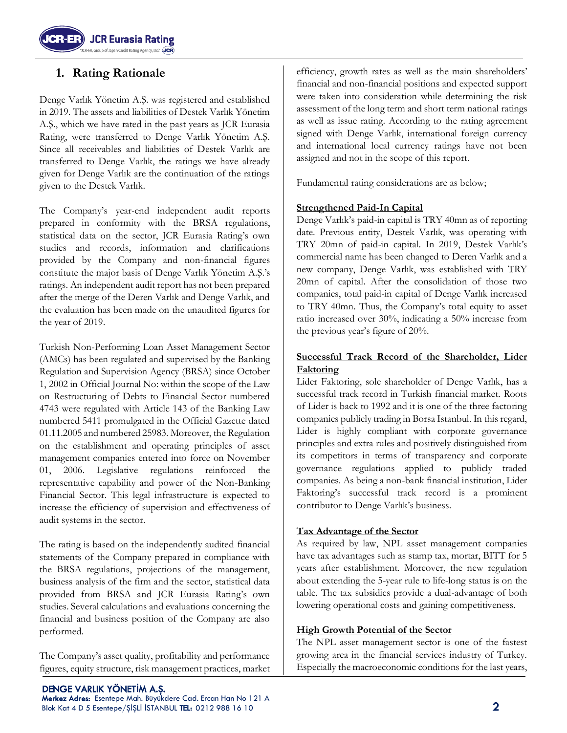## 1. Rating Rationale

Denge Varlık Yönetim A.Ş. was registered and established in 2019. The assets and liabilities of Destek Varlık Yönetim A.Ş., which we have rated in the past years as JCR Eurasia Rating, were transferred to Denge Varlık Yönetim A.Ş. Since all receivables and liabilities of Destek Varlık are transferred to Denge Varlık, the ratings we have already given for Denge Varlık are the continuation of the ratings given to the Destek Varlık.

The Company's year-end independent audit reports prepared in conformity with the BRSA regulations, statistical data on the sector, JCR Eurasia Rating's own studies and records, information and clarifications provided by the Company and non-financial figures constitute the major basis of Denge Varlık Yönetim A.Ş.'s ratings. An independent audit report has not been prepared after the merge of the Deren Varlık and Denge Varlık, and the evaluation has been made on the unaudited figures for the year of 2019.

Turkish Non-Performing Loan Asset Management Sector (AMCs) has been regulated and supervised by the Banking Regulation and Supervision Agency (BRSA) since October 1, 2002 in Official Journal No: within the scope of the Law on Restructuring of Debts to Financial Sector numbered 4743 were regulated with Article 143 of the Banking Law numbered 5411 promulgated in the Official Gazette dated 01.11.2005 and numbered 25983. Moreover, the Regulation on the establishment and operating principles of asset management companies entered into force on November 01, 2006. Legislative regulations reinforced the representative capability and power of the Non-Banking Financial Sector. This legal infrastructure is expected to increase the efficiency of supervision and effectiveness of audit systems in the sector.

The rating is based on the independently audited financial statements of the Company prepared in compliance with the BRSA regulations, projections of the management, business analysis of the firm and the sector, statistical data provided from BRSA and JCR Eurasia Rating's own studies. Several calculations and evaluations concerning the financial and business position of the Company are also performed.

The Company's asset quality, profitability and performance figures, equity structure, risk management practices, market efficiency, growth rates as well as the main shareholders' financial and non-financial positions and expected support were taken into consideration while determining the risk assessment of the long term and short term national ratings as well as issue rating. According to the rating agreement signed with Denge Varlık, international foreign currency and international local currency ratings have not been assigned and not in the scope of this report.

Fundamental rating considerations are as below;

**Strengthened Paid-In Capital**

Denge Varlık's paid-in capital is TRY 40mn as of reporting date. Previous entity, Destek Varlık, was operating with TRY 20mn of paid-in capital. In 2019, Destek Varlık's commercial name has been changed to Deren Varlık and a new company, Denge Varlık, was established with TRY 20mn of capital. After the consolidation of those two companies, total paid-in capital of Denge Varlık increased to TRY 40mn. Thus, the Company's total equity to asset ratio increased over 30%, indicating a 50% increase from the previous year's figure of 20%.

**Successful Track Record of the Shareholder, Lider Faktoring**

Lider Faktoring, sole shareholder of Denge Varlık, has a successful track record in Turkish financial market. Roots of Lider is back to 1992 and it is one of the three factoring companies publicly trading in Borsa Istanbul. In this regard, Lider is highly compliant with corporate governance principles and extra rules and positively distinguished from its competitors in terms of transparency and corporate governance regulations applied to publicly traded companies. As being a non-bank financial institution, Lider Faktoring's successful track record is a prominent contributor to Denge Varlık's business.

**Tax Advantage of the Sector**

As required by law, NPL asset management companies have tax advantages such as stamp tax, mortar, BITT for 5 years after establishment. Moreover, the new regulation about extending the 5-year rule to life-long status is on the table. The tax subsidies provide a dual-advantage of both lowering operational costs and gaining competitiveness.

**High Growth Potential of the Sector**

The NPL asset management sector is one of the fastest growing area in the financial services industry of Turkey. Especially the macroeconomic conditions for the last years,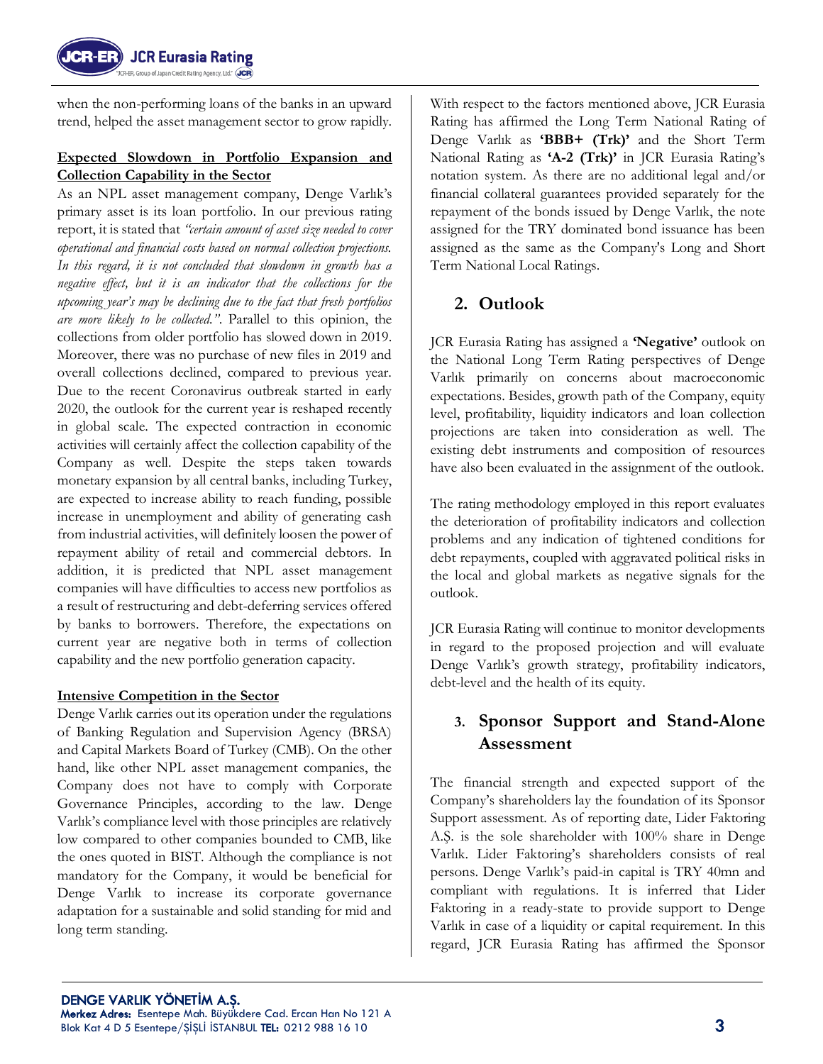when the non-performing loans of the banks in an upward trend, helped the asset management sector to grow rapidly.

**Expected Slowdown in Portfolio Expansion and Collection Capability in the Sector**

As an NPL asset management company, Denge Varlık's primary asset is its loan portfolio. In our previous rating report, it is stated that *"certain amount of asset size needed to cover operational and financial costs based on normal collection projections. In this regard, it is not concluded that slowdown in growth has a negative effect, but it is an indicator that the collections for the upcoming year's may be declining due to the fact that fresh portfolios are more likely to be collected."*. Parallel to this opinion, the collections from older portfolio has slowed down in 2019. Moreover, there was no purchase of new files in 2019 and overall collections declined, compared to previous year. Due to the recent Coronavirus outbreak started in early 2020, the outlook for the current year is reshaped recently in global scale. The expected contraction in economic activities will certainly affect the collection capability of the Company as well. Despite the steps taken towards monetary expansion by all central banks, including Turkey, are expected to increase ability to reach funding, possible increase in unemployment and ability of generating cash from industrial activities, will definitely loosen the power of repayment ability of retail and commercial debtors. In addition, it is predicted that NPL asset management companies will have difficulties to access new portfolios as a result of restructuring and debt-deferring services offered by banks to borrowers. Therefore, the expectations on current year are negative both in terms of collection capability and the new portfolio generation capacity.

**Intensive Competition in the Sector**

Denge Varlık carries out its operation under the regulations of Banking Regulation and Supervision Agency (BRSA) and Capital Markets Board of Turkey (CMB). On the other hand, like other NPL asset management companies, the Company does not have to comply with Corporate Governance Principles, according to the law. Denge Varlık's compliance level with those principles are relatively low compared to other companies bounded to CMB, like the ones quoted in BIST. Although the compliance is not mandatory for the Company, it would be beneficial for Denge Varlık to increase its corporate governance adaptation for a sustainable and solid standing for mid and long term standing.

With respect to the factors mentioned above, JCR Eurasia Rating has affirmed the Long Term National Rating of Denge Varlık as **'BBB+ (Trk)'** and the Short Term National Rating as **'A-2 (Trk)'** in JCR Eurasia Rating's notation system. As there are no additional legal and/or financial collateral guarantees provided separately for the repayment of the bonds issued by Denge Varlık, the note assigned for the TRY dominated bond issuance has been assigned as the same as the Company's Long and Short Term National Local Ratings.

## 2. Outlook

JCR Eurasia Rating has assigned a **'Negative'** outlook on the National Long Term Rating perspectives of Denge Varlık primarily on concerns about macroeconomic expectations. Besides, growth path of the Company, equity level, profitability, liquidity indicators and loan collection projections are taken into consideration as well. The existing debt instruments and composition of resources have also been evaluated in the assignment of the outlook.

The rating methodology employed in this report evaluates the deterioration of profitability indicators and collection problems and any indication of tightened conditions for debt repayments, coupled with aggravated political risks in the local and global markets as negative signals for the outlook.

JCR Eurasia Rating will continue to monitor developments in regard to the proposed projection and will evaluate Denge Varlık's growth strategy, profitability indicators, debt-level and the health of its equity.

## 3. Sponsor Support and Stand-Alone Assessment

The financial strength and expected support of the Company's shareholders lay the foundation of its Sponsor Support assessment. As of reporting date, Lider Faktoring A.Ş. is the sole shareholder with 100% share in Denge Varlık. Lider Faktoring's shareholders consists of real persons. Denge Varlık's paid-in capital is TRY 40mn and compliant with regulations. It is inferred that Lider Faktoring in a ready-state to provide support to Denge Varlık in case of a liquidity or capital requirement. In this regard, JCR Eurasia Rating has affirmed the Sponsor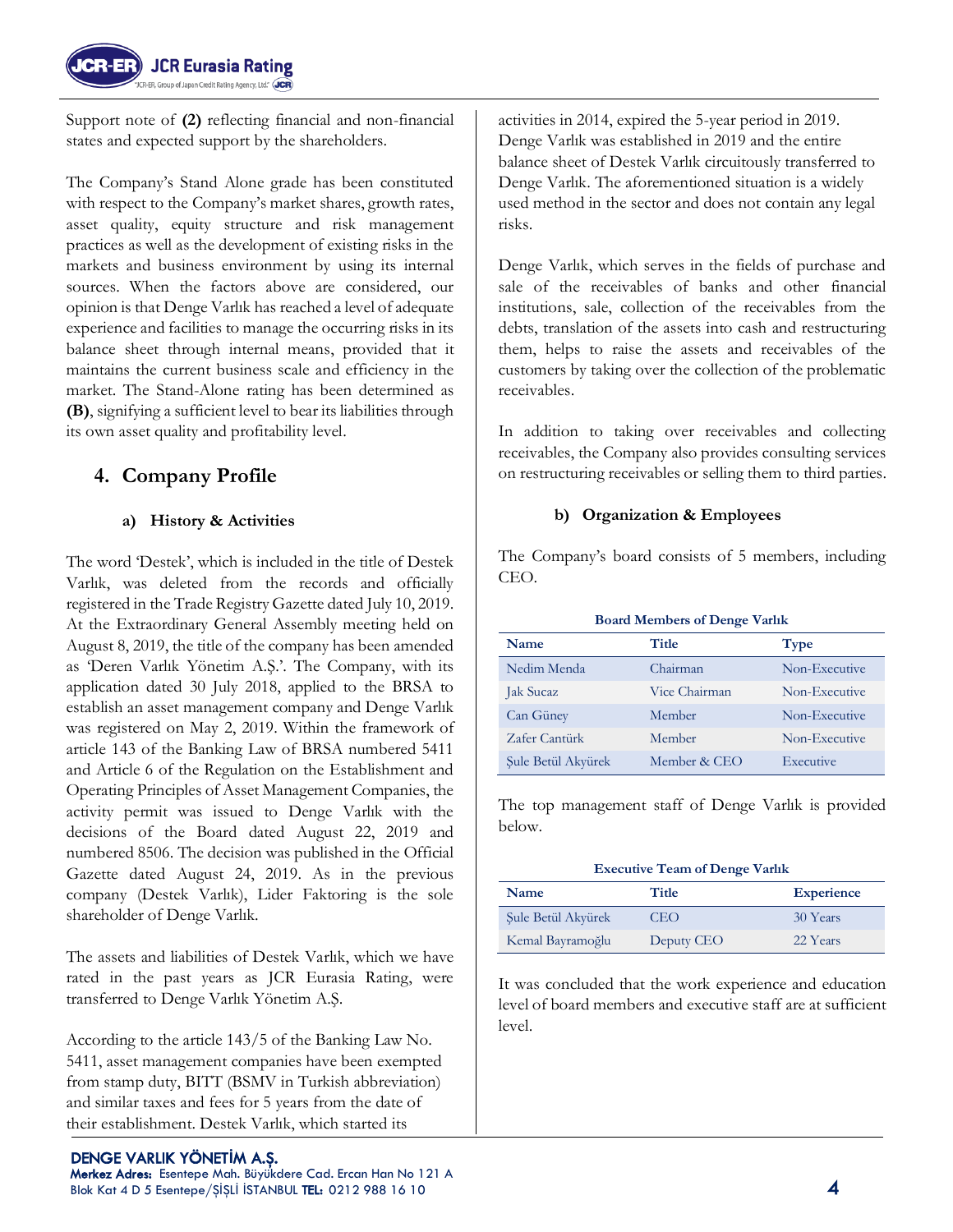Support note of **(2)** reflecting financial and non-financial states and expected support by the shareholders.

The Company's Stand Alone grade has been constituted with respect to the Company's market shares, growth rates, asset quality, equity structure and risk management practices as well as the development of existing risks in the markets and business environment by using its internal sources. When the factors above are considered, our opinion is that Denge Varlık has reached a level of adequate experience and facilities to manage the occurring risks in its balance sheet through internal means, provided that it maintains the current business scale and efficiency in the market. The Stand-Alone rating has been determined as **(B)**, signifying a sufficient level to bear its liabilities through its own asset quality and profitability level.

## 4. Company Profile

### a) History & Activities

The word 'Destek', which is included in the title of Destek Varlık, was deleted from the records and officially registered in the Trade Registry Gazette dated July 10, 2019. At the Extraordinary General Assembly meeting held on August 8, 2019, the title of the company has been amended as 'Deren Varlık Yönetim A.Ş.'. The Company, with its application dated 30 July 2018, applied to the BRSA to establish an asset management company and Denge Varlık was registered on May 2, 2019. Within the framework of article 143 of the Banking Law of BRSA numbered 5411 and Article 6 of the Regulation on the Establishment and Operating Principles of Asset Management Companies, the activity permit was issued to Denge Varlık with the decisions of the Board dated August 22, 2019 and numbered 8506. The decision was published in the Official Gazette dated August 24, 2019. As in the previous company (Destek Varlık), Lider Faktoring is the sole shareholder of Denge Varlık.

The assets and liabilities of Destek Varlık, which we have rated in the past years as JCR Eurasia Rating, were transferred to Denge Varlık Yönetim A.Ş.

According to the article 143/5 of the Banking Law No. 5411, asset management companies have been exempted from stamp duty, BITT (BSMV in Turkish abbreviation) and similar taxes and fees for 5 years from the date of their establishment. Destek Varlık, which started its activities in 2014, expired the 5-year period in 2019. Denge Varlık was established in 2019 and the entire balance sheet of Destek Varlık circuitously transferred to Denge Varlık. The aforementioned situation is a widely used method in the sector and does not contain any legal risks.

Denge Varlık, which serves in the fields of purchase and sale of the receivables of banks and other financial institutions, sale, collection of the receivables from the debts, translation of the assets into cash and restructuring them, helps to raise the assets and receivables of the customers by taking over the collection of the problematic receivables.

In addition to taking over receivables and collecting receivables, the Company also provides consulting services on restructuring receivables or selling them to third parties.

### b) Organization & Employees

The Company's board consists of 5 members, including CEO.

**Board Members of Denge Varlık**

| Name | Title | Type |
|---|---|---|
| Nedim Menda | Chairman | Non-Executive |
| Jak Sucaz | Vice Chairman | Non-Executive |
| Can Güney | Member | Non-Executive |
| Zafer Cantürk | Member | Non-Executive |
| Şule Betül Akyürek | Member & CEO | Executive |

The top management staff of Denge Varlık is provided below.

**Executive Team of Denge Varlık**

| Name | Title | Experience |
|---|---|---|
| Şule Betül Akyürek | CEO | 30 Years |
| Kemal Bayramoğlu | Deputy CEO | 22 Years |

It was concluded that the work experience and education level of board members and executive staff are at sufficient level.

**DENGE VARLIK YÖNETİM A.Ş.**
**Merkez Adres:** Esentepe Mah. Büyükdere Cad. Ercan Han No 121 A Blok Kat 4 D 5 Esentepe/ŞİŞLİ İSTANBUL **TEL:** 0212 988 16 10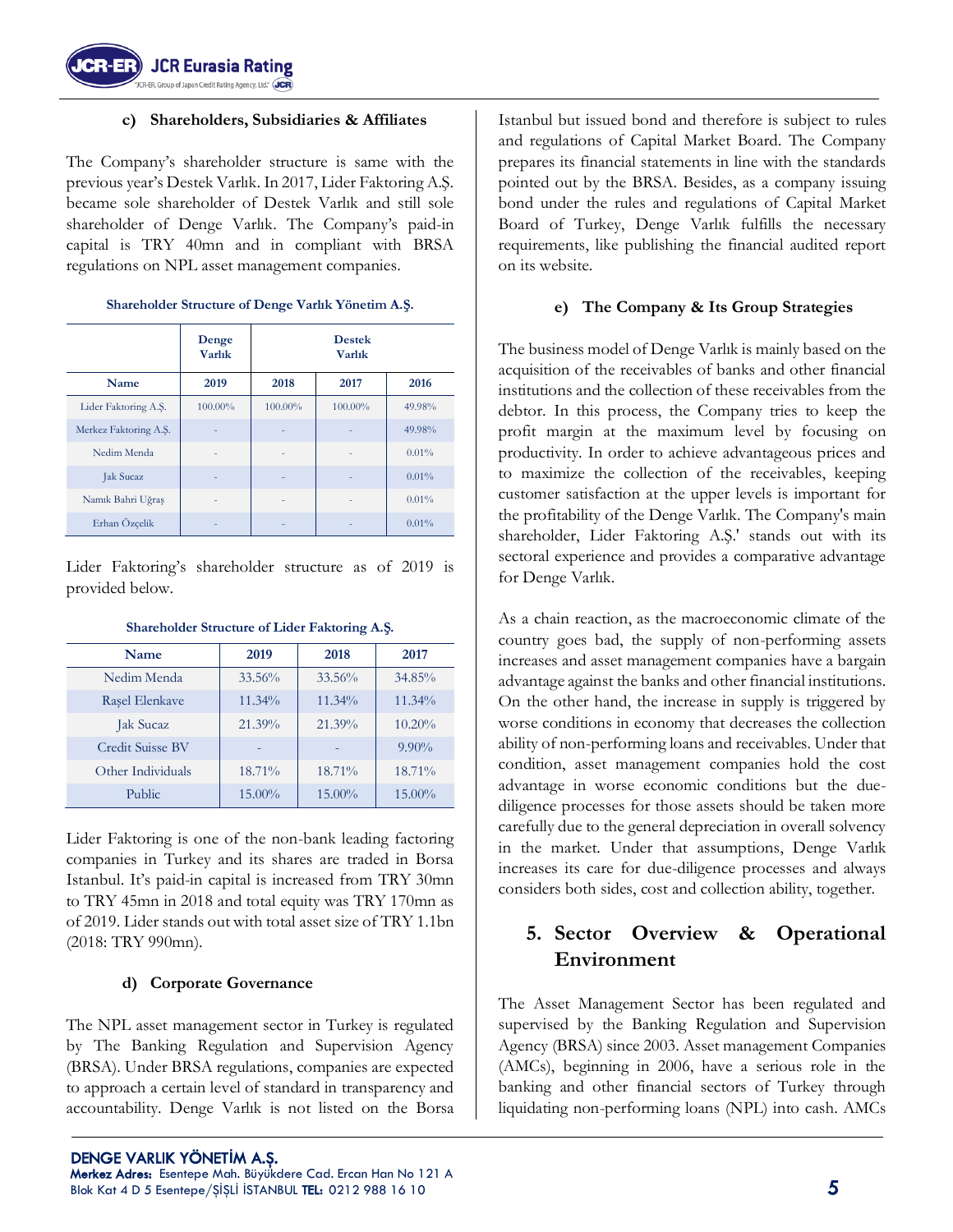### c) Shareholders, Subsidiaries & Affiliates

The Company's shareholder structure is same with the previous year's Destek Varlık. In 2017, Lider Faktoring A.Ş. became sole shareholder of Destek Varlık and still sole shareholder of Denge Varlık. The Company's paid-in capital is TRY 40mn and in compliant with BRSA regulations on NPL asset management companies.

**Shareholder Structure of Denge Varlık Yönetim A.Ş.**

| | Denge Varlık | Destek Varlık | | |
|---|---|---|---|---|
| **Name** | **2019** | **2018** | **2017** | **2016** |
| Lider Faktoring A.Ş. | 100.00% | 100.00% | 100.00% | 49.98% |
| Merkez Faktoring A.Ş. | - | - | - | 49.98% |
| Nedim Menda | - | - | - | 0.01% |
| Jak Sucaz | - | - | - | 0.01% |
| Namık Bahri Uğraş | - | - | - | 0.01% |
| Erhan Özçelik | - | - | - | 0.01% |

Lider Faktoring's shareholder structure as of 2019 is provided below.

**Shareholder Structure of Lider Faktoring A.Ş.**

| Name | 2019 | 2018 | 2017 |
|---|---|---|---|
| Nedim Menda | 33.56% | 33.56% | 34.85% |
| Raşel Elenkave | 11.34% | 11.34% | 11.34% |
| Jak Sucaz | 21.39% | 21.39% | 10.20% |
| Credit Suisse BV | - | - | 9.90% |
| Other Individuals | 18.71% | 18.71% | 18.71% |
| Public | 15.00% | 15.00% | 15.00% |

Lider Faktoring is one of the non-bank leading factoring companies in Turkey and its shares are traded in Borsa Istanbul. It's paid-in capital is increased from TRY 30mn to TRY 45mn in 2018 and total equity was TRY 170mn as of 2019. Lider stands out with total asset size of TRY 1.1bn (2018: TRY 990mn).

### d) Corporate Governance

The NPL asset management sector in Turkey is regulated by The Banking Regulation and Supervision Agency (BRSA). Under BRSA regulations, companies are expected to approach a certain level of standard in transparency and accountability. Denge Varlık is not listed on the Borsa Istanbul but issued bond and therefore is subject to rules and regulations of Capital Market Board. The Company prepares its financial statements in line with the standards pointed out by the BRSA. Besides, as a company issuing bond under the rules and regulations of Capital Market Board of Turkey, Denge Varlık fulfills the necessary requirements, like publishing the financial audited report on its website.

### e) The Company & Its Group Strategies

The business model of Denge Varlık is mainly based on the acquisition of the receivables of banks and other financial institutions and the collection of these receivables from the debtor. In this process, the Company tries to keep the profit margin at the maximum level by focusing on productivity. In order to achieve advantageous prices and to maximize the collection of the receivables, keeping customer satisfaction at the upper levels is important for the profitability of the Denge Varlık. The Company's main shareholder, Lider Faktoring A.Ş.' stands out with its sectoral experience and provides a comparative advantage for Denge Varlık.

As a chain reaction, as the macroeconomic climate of the country goes bad, the supply of non-performing assets increases and asset management companies have a bargain advantage against the banks and other financial institutions. On the other hand, the increase in supply is triggered by worse conditions in economy that decreases the collection ability of non-performing loans and receivables. Under that condition, asset management companies hold the cost advantage in worse economic conditions but the due-diligence processes for those assets should be taken more carefully due to the general depreciation in overall solvency in the market. Under that assumptions, Denge Varlık increases its care for due-diligence processes and always considers both sides, cost and collection ability, together.

## 5. Sector Overview & Operational Environment

The Asset Management Sector has been regulated and supervised by the Banking Regulation and Supervision Agency (BRSA) since 2003. Asset management Companies (AMCs), beginning in 2006, have a serious role in the banking and other financial sectors of Turkey through liquidating non-performing loans (NPL) into cash. AMCs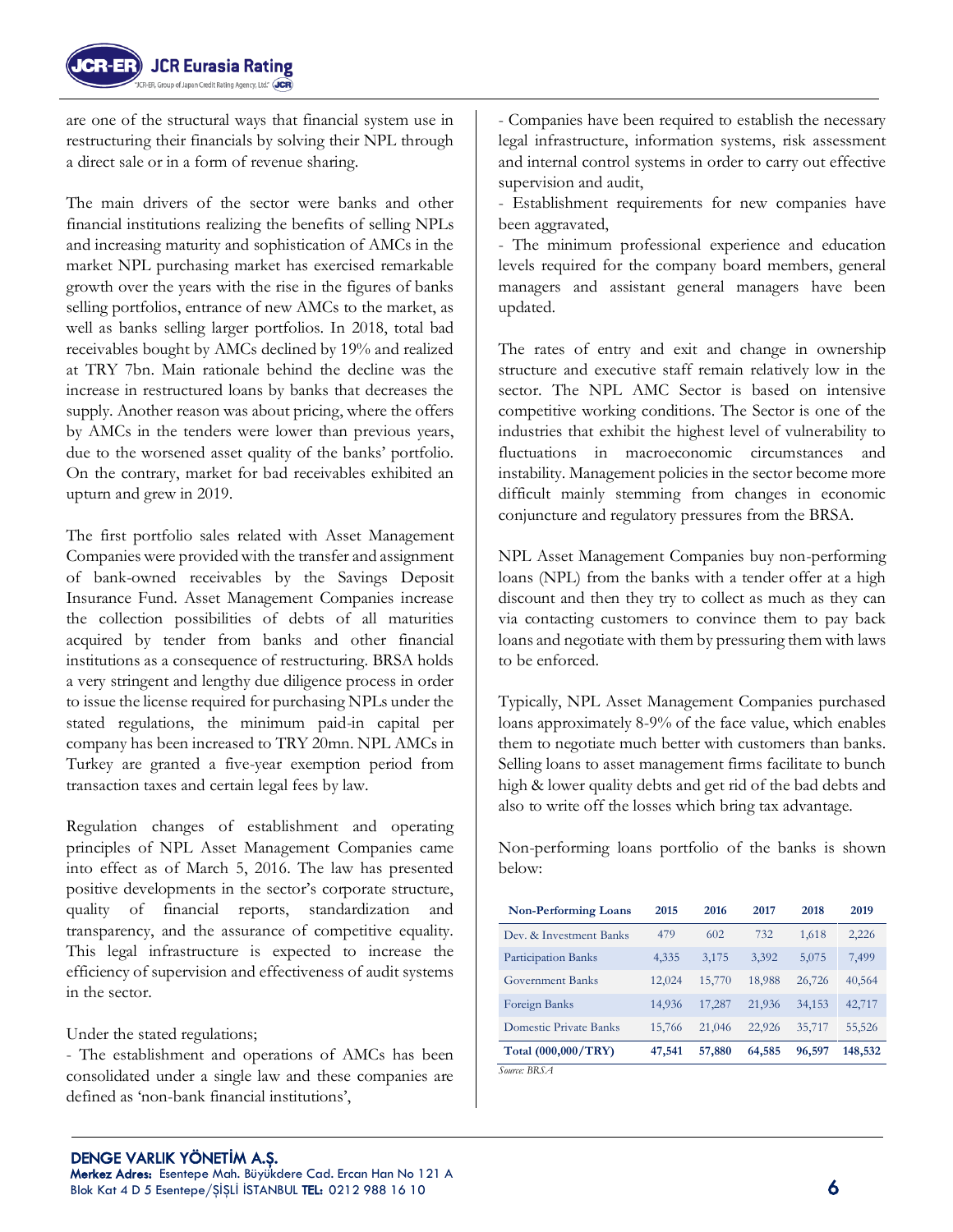are one of the structural ways that financial system use in restructuring their financials by solving their NPL through a direct sale or in a form of revenue sharing.

The main drivers of the sector were banks and other financial institutions realizing the benefits of selling NPLs and increasing maturity and sophistication of AMCs in the market NPL purchasing market has exercised remarkable growth over the years with the rise in the figures of banks selling portfolios, entrance of new AMCs to the market, as well as banks selling larger portfolios. In 2018, total bad receivables bought by AMCs declined by 19% and realized at TRY 7bn. Main rationale behind the decline was the increase in restructured loans by banks that decreases the supply. Another reason was about pricing, where the offers by AMCs in the tenders were lower than previous years, due to the worsened asset quality of the banks' portfolio. On the contrary, market for bad receivables exhibited an upturn and grew in 2019.

The first portfolio sales related with Asset Management Companies were provided with the transfer and assignment of bank-owned receivables by the Savings Deposit Insurance Fund. Asset Management Companies increase the collection possibilities of debts of all maturities acquired by tender from banks and other financial institutions as a consequence of restructuring. BRSA holds a very stringent and lengthy due diligence process in order to issue the license required for purchasing NPLs under the stated regulations, the minimum paid-in capital per company has been increased to TRY 20mn. NPL AMCs in Turkey are granted a five-year exemption period from transaction taxes and certain legal fees by law.

Regulation changes of establishment and operating principles of NPL Asset Management Companies came into effect as of March 5, 2016. The law has presented positive developments in the sector's corporate structure, quality of financial reports, standardization and transparency, and the assurance of competitive equality. This legal infrastructure is expected to increase the efficiency of supervision and effectiveness of audit systems in the sector.

Under the stated regulations;

- The establishment and operations of AMCs has been consolidated under a single law and these companies are defined as 'non-bank financial institutions',
- Companies have been required to establish the necessary legal infrastructure, information systems, risk assessment and internal control systems in order to carry out effective supervision and audit,
- Establishment requirements for new companies have been aggravated,
- The minimum professional experience and education levels required for the company board members, general managers and assistant general managers have been updated.

The rates of entry and exit and change in ownership structure and executive staff remain relatively low in the sector. The NPL AMC Sector is based on intensive competitive working conditions. The Sector is one of the industries that exhibit the highest level of vulnerability to fluctuations in macroeconomic circumstances and instability. Management policies in the sector become more difficult mainly stemming from changes in economic conjuncture and regulatory pressures from the BRSA.

NPL Asset Management Companies buy non-performing loans (NPL) from the banks with a tender offer at a high discount and then they try to collect as much as they can via contacting customers to convince them to pay back loans and negotiate with them by pressuring them with laws to be enforced.

Typically, NPL Asset Management Companies purchased loans approximately 8-9% of the face value, which enables them to negotiate much better with customers than banks. Selling loans to asset management firms facilitate to bunch high & lower quality debts and get rid of the bad debts and also to write off the losses which bring tax advantage.

Non-performing loans portfolio of the banks is shown below:

| Non-Performing Loans | 2015 | 2016 | 2017 | 2018 | 2019 |
|---|---|---|---|---|---|
| Dev. & Investment Banks | 479 | 602 | 732 | 1,618 | 2,226 |
| Participation Banks | 4,335 | 3,175 | 3,392 | 5,075 | 7,499 |
| Government Banks | 12,024 | 15,770 | 18,988 | 26,726 | 40,564 |
| Foreign Banks | 14,936 | 17,287 | 21,936 | 34,153 | 42,717 |
| Domestic Private Banks | 15,766 | 21,046 | 22,926 | 35,717 | 55,526 |
| **Total (000,000/TRY)** | **47,541** | **57,880** | **64,585** | **96,597** | **148,532** |

*Source: BRSA*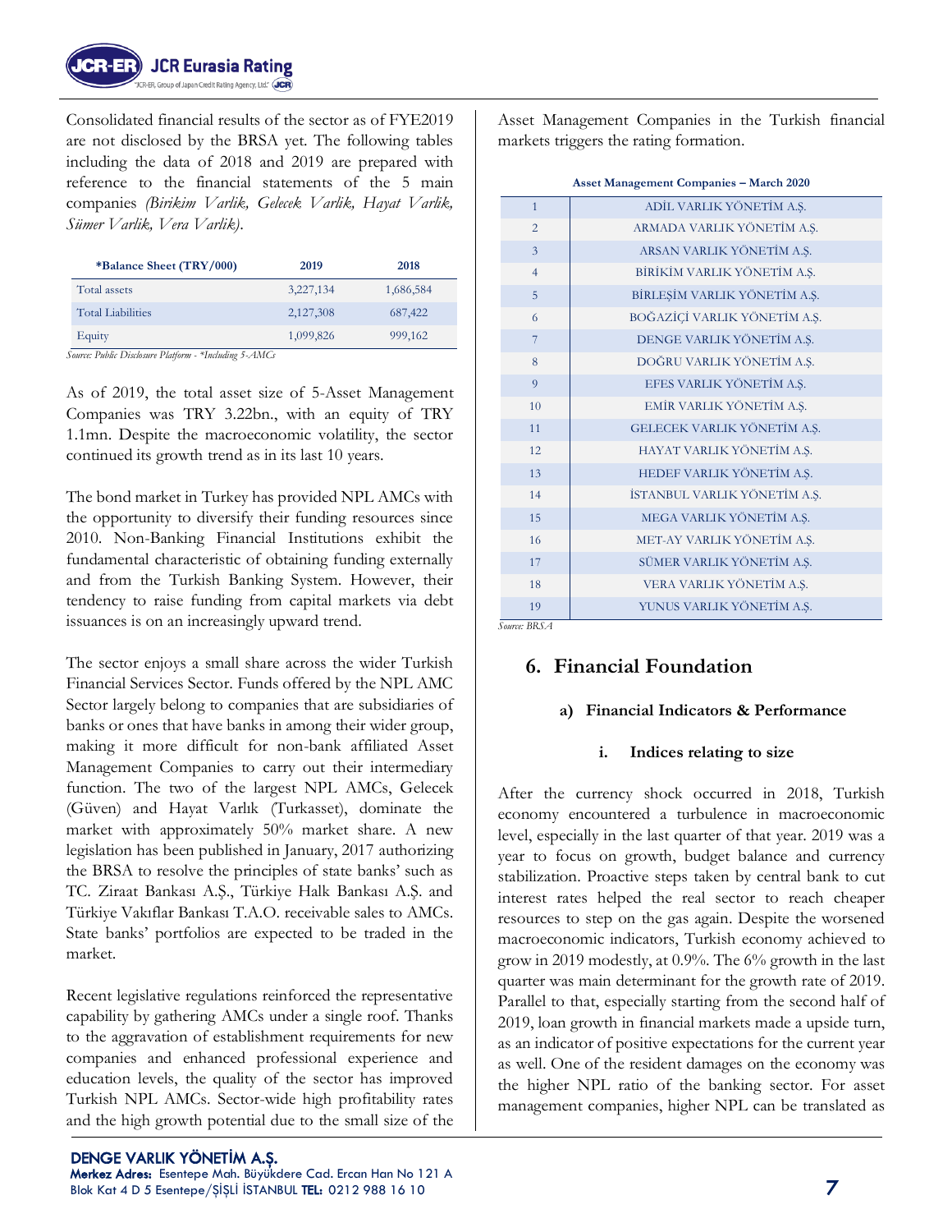Consolidated financial results of the sector as of FYE2019 are not disclosed by the BRSA yet. The following tables including the data of 2018 and 2019 are prepared with reference to the financial statements of the 5 main companies *(Birikim Varlık, Gelecek Varlık, Hayat Varlık, Sümer Varlık, Vera Varlık)*.

| *Balance Sheet (TRY/000) | 2019 | 2018 |
|---|---|---|
| Total assets | 3,227,134 | 1,686,584 |
| Total Liabilities | 2,127,308 | 687,422 |
| Equity | 1,099,826 | 999,162 |

*Source: Public Disclosure Platform - *Including 5-AMCs*

As of 2019, the total asset size of 5-Asset Management Companies was TRY 3.22bn., with an equity of TRY 1.1mn. Despite the macroeconomic volatility, the sector continued its growth trend as in its last 10 years.

The bond market in Turkey has provided NPL AMCs with the opportunity to diversify their funding resources since 2010. Non-Banking Financial Institutions exhibit the fundamental characteristic of obtaining funding externally and from the Turkish Banking System. However, their tendency to raise funding from capital markets via debt issuances is on an increasingly upward trend.

The sector enjoys a small share across the wider Turkish Financial Services Sector. Funds offered by the NPL AMC Sector largely belong to companies that are subsidiaries of banks or ones that have banks in among their wider group, making it more difficult for non-bank affiliated Asset Management Companies to carry out their intermediary function. The two of the largest NPL AMCs, Gelecek (Güven) and Hayat Varlık (Turkasset), dominate the market with approximately 50% market share. A new legislation has been published in January, 2017 authorizing the BRSA to resolve the principles of state banks' such as TC. Ziraat Bankası A.Ş., Türkiye Halk Bankası A.Ş. and Türkiye Vakıflar Bankası T.A.O. receivable sales to AMCs. State banks' portfolios are expected to be traded in the market.

Recent legislative regulations reinforced the representative capability by gathering AMCs under a single roof. Thanks to the aggravation of establishment requirements for new companies and enhanced professional experience and education levels, the quality of the sector has improved Turkish NPL AMCs. Sector-wide high profitability rates and the high growth potential due to the small size of the Asset Management Companies in the Turkish financial markets triggers the rating formation.

**Asset Management Companies – March 2020**

| | |
|---|---|
| 1 | ADİL VARLIK YÖNETİM A.Ş. |
| 2 | ARMADA VARLIK YÖNETİM A.Ş. |
| 3 | ARSAN VARLIK YÖNETİM A.Ş. |
| 4 | BİRİKİM VARLIK YÖNETİM A.Ş. |
| 5 | BİRLEŞİM VARLIK YÖNETİM A.Ş. |
| 6 | BOĞAZİÇİ VARLIK YÖNETİM A.Ş. |
| 7 | DENGE VARLIK YÖNETİM A.Ş. |
| 8 | DOĞRU VARLIK YÖNETİM A.Ş. |
| 9 | EFES VARLIK YÖNETİM A.Ş. |
| 10 | EMİR VARLIK YÖNETİM A.Ş. |
| 11 | GELECEK VARLIK YÖNETİM A.Ş. |
| 12 | HAYAT VARLIK YÖNETİM A.Ş. |
| 13 | HEDEF VARLIK YÖNETİM A.Ş. |
| 14 | İSTANBUL VARLIK YÖNETİM A.Ş. |
| 15 | MEGA VARLIK YÖNETİM A.Ş. |
| 16 | MET-AY VARLIK YÖNETİM A.Ş. |
| 17 | SÜMER VARLIK YÖNETİM A.Ş. |
| 18 | VERA VARLIK YÖNETİM A.Ş. |
| 19 | YUNUS VARLIK YÖNETİM A.Ş. |

*Source: BRSA*

## 6. Financial Foundation

### a) Financial Indicators & Performance

#### i. Indices relating to size

After the currency shock occurred in 2018, Turkish economy encountered a turbulence in macroeconomic level, especially in the last quarter of that year. 2019 was a year to focus on growth, budget balance and currency stabilization. Proactive steps taken by central bank to cut interest rates helped the real sector to reach cheaper resources to step on the gas again. Despite the worsened macroeconomic indicators, Turkish economy achieved to grow in 2019 modestly, at 0.9%. The 6% growth in the last quarter was main determinant for the growth rate of 2019. Parallel to that, especially starting from the second half of 2019, loan growth in financial markets made a upside turn, as an indicator of positive expectations for the current year as well. One of the resident damages on the economy was the higher NPL ratio of the banking sector. For asset management companies, higher NPL can be translated as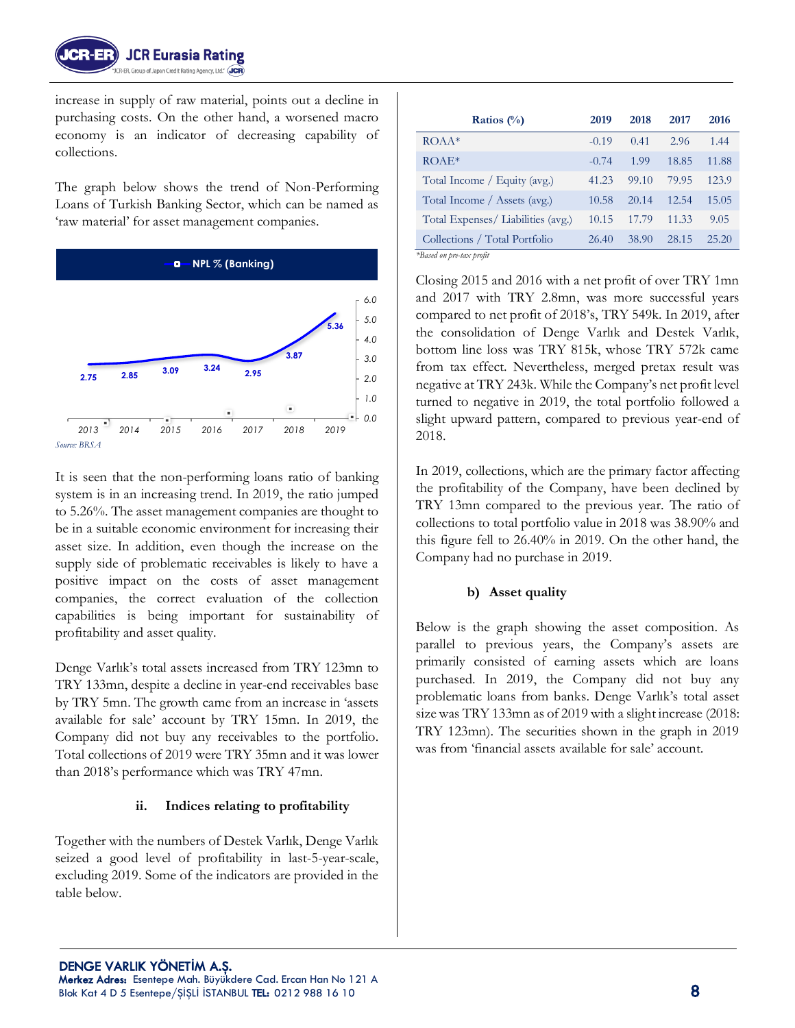increase in supply of raw material, points out a decline in purchasing costs. On the other hand, a worsened macro economy is an indicator of decreasing capability of collections.

The graph below shows the trend of Non-Performing Loans of Turkish Banking Sector, which can be named as 'raw material' for asset management companies.

NPL % (Banking)

| | 2013 | 2014 | 2015 | 2016 | 2017 | 2018 | 2019 |
|---|---|---|---|---|---|---|---|
| NPL % (Banking) | 2.75 | 2.85 | 3.09 | 3.24 | 2.95 | 3.87 | 5.36 |

*Source: BRSA*

It is seen that the non-performing loans ratio of banking system is in an increasing trend. In 2019, the ratio jumped to 5.26%. The asset management companies are thought to be in a suitable economic environment for increasing their asset size. In addition, even though the increase on the supply side of problematic receivables is likely to have a positive impact on the costs of asset management companies, the correct evaluation of the collection capabilities is being important for sustainability of profitability and asset quality.

Denge Varlık's total assets increased from TRY 123mn to TRY 133mn, despite a decline in year-end receivables base by TRY 5mn. The growth came from an increase in 'assets available for sale' account by TRY 15mn. In 2019, the Company did not buy any receivables to the portfolio. Total collections of 2019 were TRY 35mn and it was lower than 2018's performance which was TRY 47mn.

### ii. Indices relating to profitability

Together with the numbers of Destek Varlık, Denge Varlık seized a good level of profitability in last-5-year-scale, excluding 2019. Some of the indicators are provided in the table below.

| Ratios (%) | 2019 | 2018 | 2017 | 2016 |
|---|---|---|---|---|
| ROAA* | -0.19 | 0.41 | 2.96 | 1.44 |
| ROAE* | -0.74 | 1.99 | 18.85 | 11.88 |
| Total Income / Equity (avg.) | 41.23 | 99.10 | 79.95 | 123.9 |
| Total Income / Assets (avg.) | 10.58 | 20.14 | 12.54 | 15.05 |
| Total Expenses/ Liabilities (avg.) | 10.15 | 17.79 | 11.33 | 9.05 |
| Collections / Total Portfolio | 26.40 | 38.90 | 28.15 | 25.20 |

*\*Based on pre-tax profit*

Closing 2015 and 2016 with a net profit of over TRY 1mn and 2017 with TRY 2.8mn, was more successful years compared to net profit of 2018's, TRY 549k. In 2019, after the consolidation of Denge Varlık and Destek Varlık, bottom line loss was TRY 815k, whose TRY 572k came from tax effect. Nevertheless, merged pretax result was negative at TRY 243k. While the Company's net profit level turned to negative in 2019, the total portfolio followed a slight upward pattern, compared to previous year-end of 2018.

In 2019, collections, which are the primary factor affecting the profitability of the Company, have been declined by TRY 13mn compared to the previous year. The ratio of collections to total portfolio value in 2018 was 38.90% and this figure fell to 26.40% in 2019. On the other hand, the Company had no purchase in 2019.

### b) Asset quality

Below is the graph showing the asset composition. As parallel to previous years, the Company's assets are primarily consisted of earning assets which are loans purchased. In 2019, the Company did not buy any problematic loans from banks. Denge Varlık's total asset size was TRY 133mn as of 2019 with a slight increase (2018: TRY 123mn). The securities shown in the graph in 2019 was from 'financial assets available for sale' account.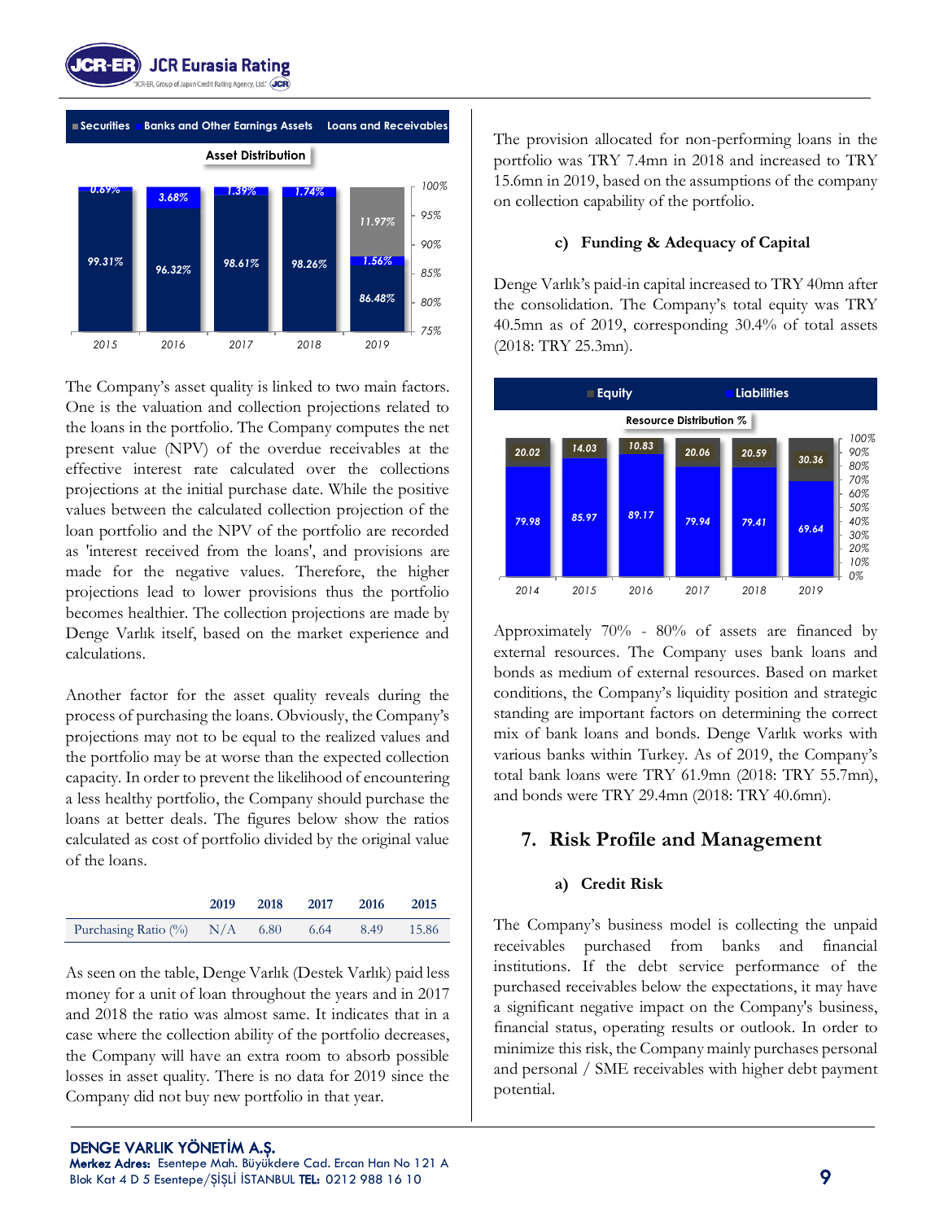**Asset Distribution**

| | 2015 | 2016 | 2017 | 2018 | 2019 |
|---|---|---|---|---|---|
| Securities | | | | | 11.97% |
| Banks and Other Earnings Assets | 0.69% | 3.68% | 1.39% | 1.74% | 1.56% |
| Loans and Receivables | 99.31% | 96.32% | 98.61% | 98.26% | 86.48% |

The Company's asset quality is linked to two main factors. One is the valuation and collection projections related to the loans in the portfolio. The Company computes the net present value (NPV) of the overdue receivables at the effective interest rate calculated over the collections projections at the initial purchase date. While the positive values between the calculated collection projection of the loan portfolio and the NPV of the portfolio are recorded as 'interest received from the loans', and provisions are made for the negative values. Therefore, the higher projections lead to lower provisions thus the portfolio becomes healthier. The collection projections are made by Denge Varlık itself, based on the market experience and calculations.

Another factor for the asset quality reveals during the process of purchasing the loans. Obviously, the Company's projections may not to be equal to the realized values and the portfolio may be at worse than the expected collection capacity. In order to prevent the likelihood of encountering a less healthy portfolio, the Company should purchase the loans at better deals. The figures below show the ratios calculated as cost of portfolio divided by the original value of the loans.

| | 2019 | 2018 | 2017 | 2016 | 2015 |
|---|---|---|---|---|---|
| Purchasing Ratio (%) | N/A | 6.80 | 6.64 | 8.49 | 15.86 |

As seen on the table, Denge Varlık (Destek Varlık) paid less money for a unit of loan throughout the years and in 2017 and 2018 the ratio was almost same. It indicates that in a case where the collection ability of the portfolio decreases, the Company will have an extra room to absorb possible losses in asset quality. There is no data for 2019 since the Company did not buy new portfolio in that year.

The provision allocated for non-performing loans in the portfolio was TRY 7.4mn in 2018 and increased to TRY 15.6mn in 2019, based on the assumptions of the company on collection capability of the portfolio.

#### c) Funding & Adequacy of Capital

Denge Varlık's paid-in capital increased to TRY 40mn after the consolidation. The Company's total equity was TRY 40.5mn as of 2019, corresponding 30.4% of total assets (2018: TRY 25.3mn).

**Resource Distribution %**

| | 2014 | 2015 | 2016 | 2017 | 2018 | 2019 |
|---|---|---|---|---|---|---|
| Equity | 20.02 | 14.03 | 10.83 | 20.06 | 20.59 | 30.36 |
| Liabilities | 79.98 | 85.97 | 89.17 | 79.94 | 79.41 | 69.64 |

Approximately 70% - 80% of assets are financed by external resources. The Company uses bank loans and bonds as medium of external resources. Based on market conditions, the Company's liquidity position and strategic standing are important factors on determining the correct mix of bank loans and bonds. Denge Varlık works with various banks within Turkey. As of 2019, the Company's total bank loans were TRY 61.9mn (2018: TRY 55.7mn), and bonds were TRY 29.4mn (2018: TRY 40.6mn).

## 7. Risk Profile and Management

#### a) Credit Risk

The Company's business model is collecting the unpaid receivables purchased from banks and financial institutions. If the debt service performance of the purchased receivables below the expectations, it may have a significant negative impact on the Company's business, financial status, operating results or outlook. In order to minimize this risk, the Company mainly purchases personal and personal / SME receivables with higher debt payment potential.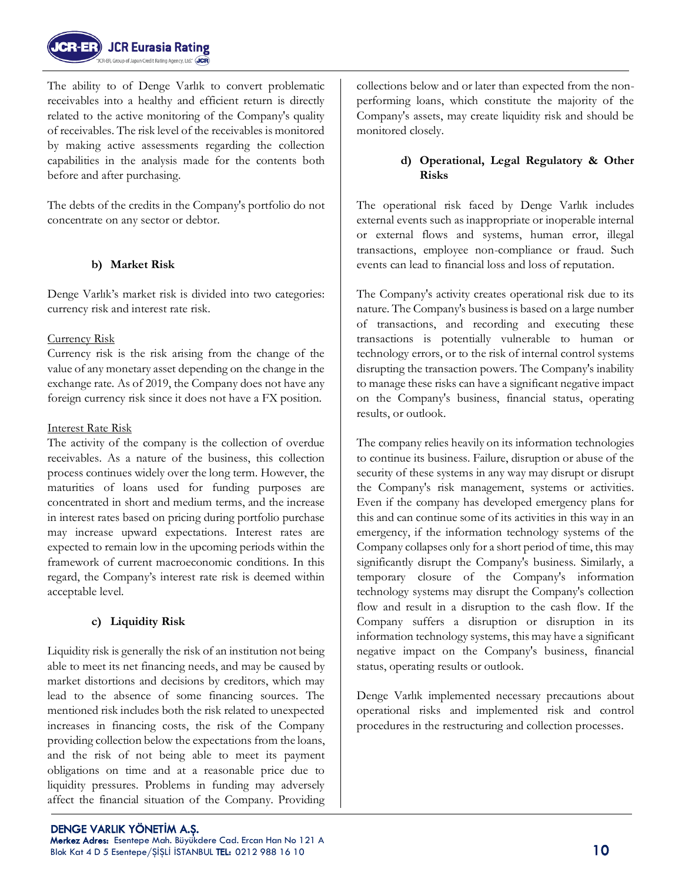The ability to of Denge Varlık to convert problematic receivables into a healthy and efficient return is directly related to the active monitoring of the Company's quality of receivables. The risk level of the receivables is monitored by making active assessments regarding the collection capabilities in the analysis made for the contents both before and after purchasing.

The debts of the credits in the Company's portfolio do not concentrate on any sector or debtor.

### b) Market Risk

Denge Varlık's market risk is divided into two categories: currency risk and interest rate risk.

Currency Risk
Currency risk is the risk arising from the change of the value of any monetary asset depending on the change in the exchange rate. As of 2019, the Company does not have any foreign currency risk since it does not have a FX position.

Interest Rate Risk
The activity of the company is the collection of overdue receivables. As a nature of the business, this collection process continues widely over the long term. However, the maturities of loans used for funding purposes are concentrated in short and medium terms, and the increase in interest rates based on pricing during portfolio purchase may increase upward expectations. Interest rates are expected to remain low in the upcoming periods within the framework of current macroeconomic conditions. In this regard, the Company's interest rate risk is deemed within acceptable level.

### c) Liquidity Risk

Liquidity risk is generally the risk of an institution not being able to meet its net financing needs, and may be caused by market distortions and decisions by creditors, which may lead to the absence of some financing sources. The mentioned risk includes both the risk related to unexpected increases in financing costs, the risk of the Company providing collection below the expectations from the loans, and the risk of not being able to meet its payment obligations on time and at a reasonable price due to liquidity pressures. Problems in funding may adversely affect the financial situation of the Company. Providing collections below and or later than expected from the non-performing loans, which constitute the majority of the Company's assets, may create liquidity risk and should be monitored closely.

### d) Operational, Legal Regulatory & Other Risks

The operational risk faced by Denge Varlık includes external events such as inappropriate or inoperable internal or external flows and systems, human error, illegal transactions, employee non-compliance or fraud. Such events can lead to financial loss and loss of reputation.

The Company's activity creates operational risk due to its nature. The Company's business is based on a large number of transactions, and recording and executing these transactions is potentially vulnerable to human or technology errors, or to the risk of internal control systems disrupting the transaction powers. The Company's inability to manage these risks can have a significant negative impact on the Company's business, financial status, operating results, or outlook.

The company relies heavily on its information technologies to continue its business. Failure, disruption or abuse of the security of these systems in any way may disrupt or disrupt the Company's risk management, systems or activities. Even if the company has developed emergency plans for this and can continue some of its activities in this way in an emergency, if the information technology systems of the Company collapses only for a short period of time, this may significantly disrupt the Company's business. Similarly, a temporary closure of the Company's information technology systems may disrupt the Company's collection flow and result in a disruption to the cash flow. If the Company suffers a disruption or disruption in its information technology systems, this may have a significant negative impact on the Company's business, financial status, operating results or outlook.

Denge Varlık implemented necessary precautions about operational risks and implemented risk and control procedures in the restructuring and collection processes.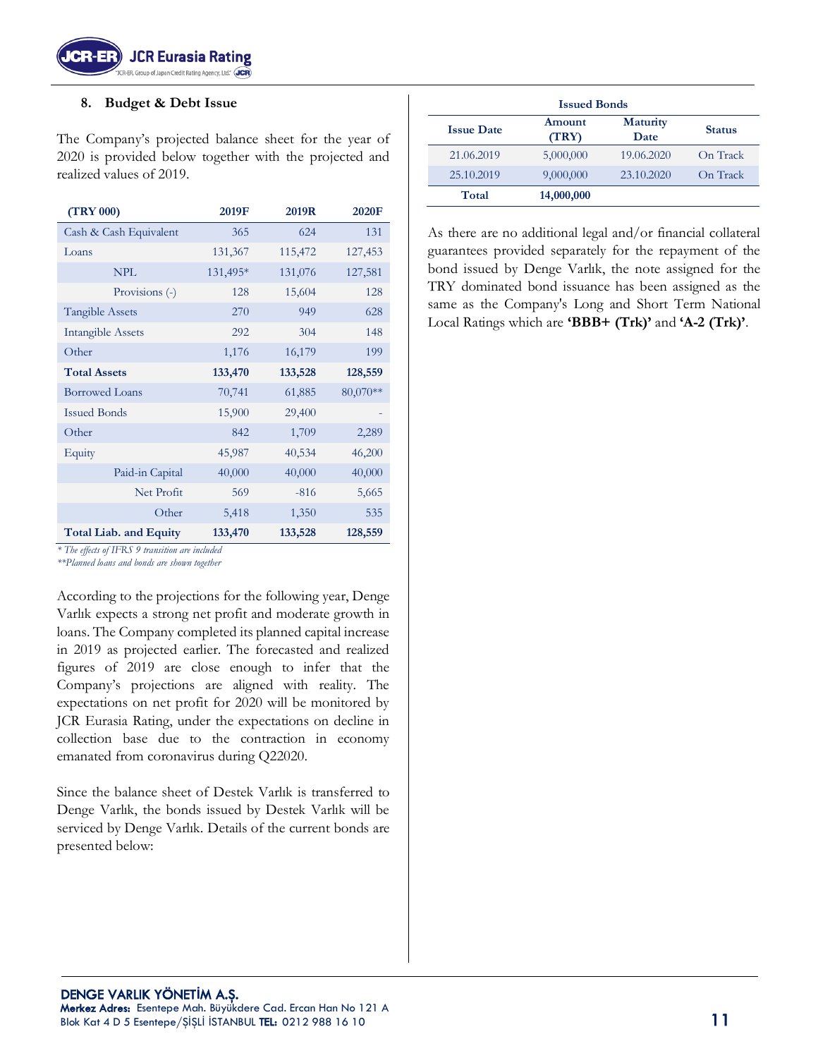## 8. Budget & Debt Issue

The Company's projected balance sheet for the year of 2020 is provided below together with the projected and realized values of 2019.

| (TRY 000) | 2019F | 2019R | 2020F |
|---|---|---|---|
| Cash & Cash Equivalent | 365 | 624 | 131 |
| Loans | 131,367 | 115,472 | 127,453 |
| NPL | 131,495* | 131,076 | 127,581 |
| Provisions (-) | 128 | 15,604 | 128 |
| Tangible Assets | 270 | 949 | 628 |
| Intangible Assets | 292 | 304 | 148 |
| Other | 1,176 | 16,179 | 199 |
| **Total Assets** | **133,470** | **133,528** | **128,559** |
| Borrowed Loans | 70,741 | 61,885 | 80,070** |
| Issued Bonds | 15,900 | 29,400 | - |
| Other | 842 | 1,709 | 2,289 |
| Equity | 45,987 | 40,534 | 46,200 |
| Paid-in Capital | 40,000 | 40,000 | 40,000 |
| Net Profit | 569 | -816 | 5,665 |
| Other | 5,418 | 1,350 | 535 |
| **Total Liab. and Equity** | **133,470** | **133,528** | **128,559** |

*\* The effects of IFRS 9 transition are included*
*\*\*Planned loans and bonds are shown together*

According to the projections for the following year, Denge Varlık expects a strong net profit and moderate growth in loans. The Company completed its planned capital increase in 2019 as projected earlier. The forecasted and realized figures of 2019 are close enough to infer that the Company's projections are aligned with reality. The expectations on net profit for 2020 will be monitored by JCR Eurasia Rating, under the expectations on decline in collection base due to the contraction in economy emanated from coronavirus during Q22020.

Since the balance sheet of Destek Varlık is transferred to Denge Varlık, the bonds issued by Destek Varlık will be serviced by Denge Varlık. Details of the current bonds are presented below:

**Issued Bonds**

| Issue Date | Amount (TRY) | Maturity Date | Status |
|---|---|---|---|
| 21.06.2019 | 5,000,000 | 19.06.2020 | On Track |
| 25.10.2019 | 9,000,000 | 23.10.2020 | On Track |
| **Total** | **14,000,000** | | |

As there are no additional legal and/or financial collateral guarantees provided separately for the repayment of the bond issued by Denge Varlık, the note assigned for the TRY dominated bond issuance has been assigned as the same as the Company's Long and Short Term National Local Ratings which are **'BBB+ (Trk)'** and **'A-2 (Trk)'**.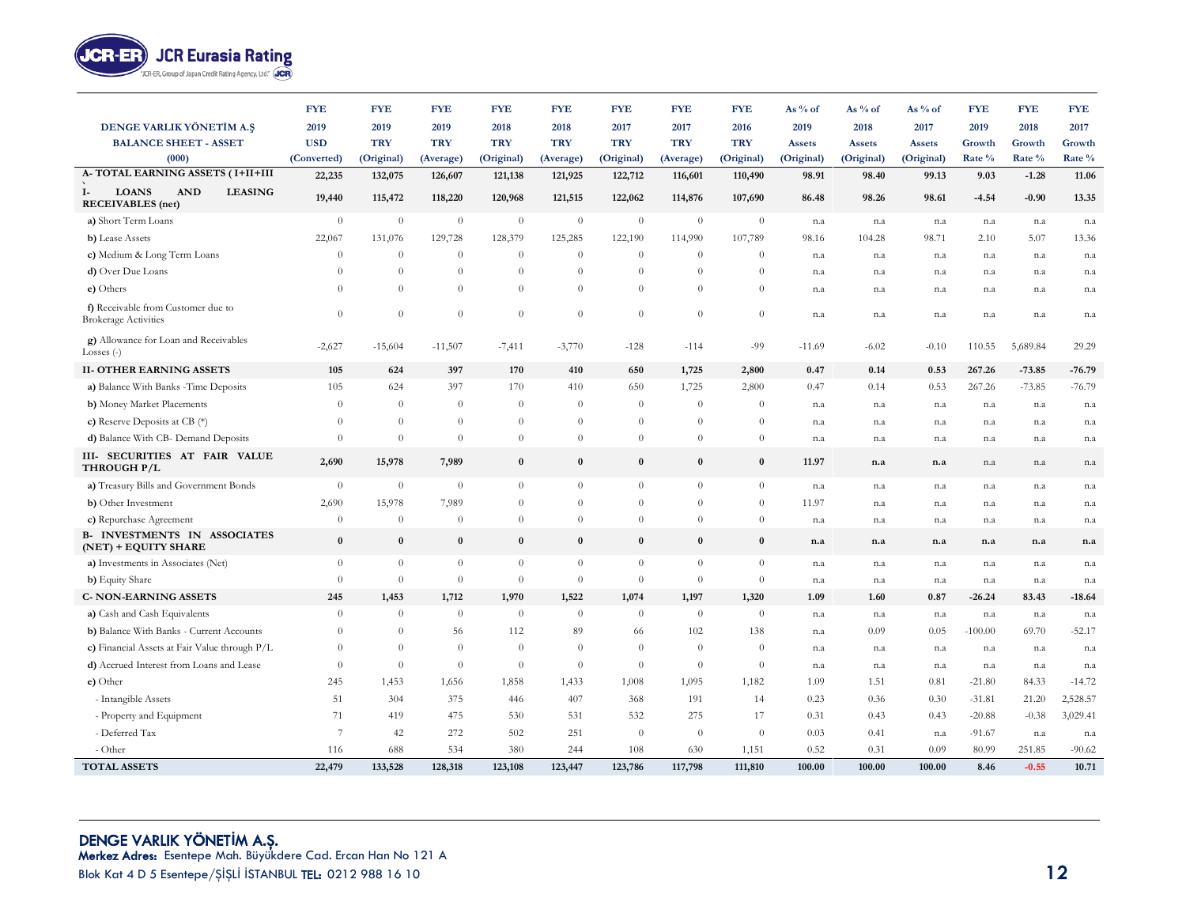| DENGE VARLIK YÖNETİM A.Ş BALANCE SHEET - ASSET (000) | FYE 2019 USD (Converted) | FYE 2019 TRY (Original) | FYE 2019 TRY (Average) | FYE 2018 TRY (Original) | FYE 2018 TRY (Average) | FYE 2017 TRY (Original) | FYE 2017 TRY (Average) | FYE 2016 TRY (Original) | As % of 2019 Assets (Original) | As % of 2018 Assets (Original) | As % of 2017 Assets (Original) | FYE 2019 Growth Rate % | FYE 2018 Growth Rate % | FYE 2017 Growth Rate % |
|---|---|---|---|---|---|---|---|---|---|---|---|---|---|---|
| **A- TOTAL EARNING ASSETS ( I+II+III )** | **22,235** | **132,075** | **126,607** | **121,138** | **121,925** | **122,712** | **116,601** | **110,490** | **98.91** | **98.40** | **99.13** | **9.03** | **-1.28** | **11.06** |
| **I- LOANS AND LEASING RECEIVABLES (net)** | **19,440** | **115,472** | **118,220** | **120,968** | **121,515** | **122,062** | **114,876** | **107,690** | **86.48** | **98.26** | **98.61** | **-4.54** | **-0.90** | **13.35** |
| **a)** Short Term Loans | 0 | 0 | 0 | 0 | 0 | 0 | 0 | 0 | n.a | n.a | n.a | n.a | n.a | n.a |
| **b)** Lease Assets | 22,067 | 131,076 | 129,728 | 128,379 | 125,285 | 122,190 | 114,990 | 107,789 | 98.16 | 104.28 | 98.71 | 2.10 | 5.07 | 13.36 |
| **c)** Medium & Long Term Loans | 0 | 0 | 0 | 0 | 0 | 0 | 0 | 0 | n.a | n.a | n.a | n.a | n.a | n.a |
| **d)** Over Due Loans | 0 | 0 | 0 | 0 | 0 | 0 | 0 | 0 | n.a | n.a | n.a | n.a | n.a | n.a |
| **e)** Others | 0 | 0 | 0 | 0 | 0 | 0 | 0 | 0 | n.a | n.a | n.a | n.a | n.a | n.a |
| **f)** Receivable from Customer due to Brokerage Activities | 0 | 0 | 0 | 0 | 0 | 0 | 0 | 0 | n.a | n.a | n.a | n.a | n.a | n.a |
| **g)** Allowance for Loan and Receivables Losses (-) | -2,627 | -15,604 | -11,507 | -7,411 | -3,770 | -128 | -114 | -99 | -11.69 | -6.02 | -0.10 | 110.55 | 5,689.84 | 29.29 |
| **II- OTHER EARNING ASSETS** | **105** | **624** | **397** | **170** | **410** | **650** | **1,725** | **2,800** | **0.47** | **0.14** | **0.53** | **267.26** | **-73.85** | **-76.79** |
| **a)** Balance With Banks -Time Deposits | 105 | 624 | 397 | 170 | 410 | 650 | 1,725 | 2,800 | 0.47 | 0.14 | 0.53 | 267.26 | -73.85 | -76.79 |
| **b)** Money Market Placements | 0 | 0 | 0 | 0 | 0 | 0 | 0 | 0 | n.a | n.a | n.a | n.a | n.a | n.a |
| **c)** Reserve Deposits at CB (*) | 0 | 0 | 0 | 0 | 0 | 0 | 0 | 0 | n.a | n.a | n.a | n.a | n.a | n.a |
| **d)** Balance With CB- Demand Deposits | 0 | 0 | 0 | 0 | 0 | 0 | 0 | 0 | n.a | n.a | n.a | n.a | n.a | n.a |
| **III- SECURITIES AT FAIR VALUE THROUGH P/L** | **2,690** | **15,978** | **7,989** | **0** | **0** | **0** | **0** | **0** | **11.97** | **n.a** | **n.a** | n.a | n.a | n.a |
| **a)** Treasury Bills and Government Bonds | 0 | 0 | 0 | 0 | 0 | 0 | 0 | 0 | n.a | n.a | n.a | n.a | n.a | n.a |
| **b)** Other Investment | 2,690 | 15,978 | 7,989 | 0 | 0 | 0 | 0 | 0 | 11.97 | n.a | n.a | n.a | n.a | n.a |
| **c)** Repurchase Agreement | 0 | 0 | 0 | 0 | 0 | 0 | 0 | 0 | n.a | n.a | n.a | n.a | n.a | n.a |
| **B- INVESTMENTS IN ASSOCIATES (NET) + EQUITY SHARE** | **0** | **0** | **0** | **0** | **0** | **0** | **0** | **0** | **n.a** | **n.a** | **n.a** | **n.a** | **n.a** | **n.a** |
| **a)** Investments in Associates (Net) | 0 | 0 | 0 | 0 | 0 | 0 | 0 | 0 | n.a | n.a | n.a | n.a | n.a | n.a |
| **b)** Equity Share | 0 | 0 | 0 | 0 | 0 | 0 | 0 | 0 | n.a | n.a | n.a | n.a | n.a | n.a |
| **C- NON-EARNING ASSETS** | **245** | **1,453** | **1,712** | **1,970** | **1,522** | **1,074** | **1,197** | **1,320** | **1.09** | **1.60** | **0.87** | **-26.24** | **83.43** | **-18.64** |
| **a)** Cash and Cash Equivalents | 0 | 0 | 0 | 0 | 0 | 0 | 0 | 0 | n.a | n.a | n.a | n.a | n.a | n.a |
| **b)** Balance With Banks - Current Accounts | 0 | 0 | 56 | 112 | 89 | 66 | 102 | 138 | n.a | 0.09 | 0.05 | -100.00 | 69.70 | -52.17 |
| **c)** Financial Assets at Fair Value through P/L | 0 | 0 | 0 | 0 | 0 | 0 | 0 | 0 | n.a | n.a | n.a | n.a | n.a | n.a |
| **d)** Accrued Interest from Loans and Lease | 0 | 0 | 0 | 0 | 0 | 0 | 0 | 0 | n.a | n.a | n.a | n.a | n.a | n.a |
| **e)** Other | 245 | 1,453 | 1,656 | 1,858 | 1,433 | 1,008 | 1,095 | 1,182 | 1.09 | 1.51 | 0.81 | -21.80 | 84.33 | -14.72 |
| - Intangible Assets | 51 | 304 | 375 | 446 | 407 | 368 | 191 | 14 | 0.23 | 0.36 | 0.30 | -31.81 | 21.20 | 2,528.57 |
| - Property and Equipment | 71 | 419 | 475 | 530 | 531 | 532 | 275 | 17 | 0.31 | 0.43 | 0.43 | -20.88 | -0.38 | 3,029.41 |
| - Deferred Tax | 7 | 42 | 272 | 502 | 251 | 0 | 0 | 0 | 0.03 | 0.41 | n.a | -91.67 | n.a | n.a |
| - Other | 116 | 688 | 534 | 380 | 244 | 108 | 630 | 1,151 | 0.52 | 0.31 | 0.09 | 80.99 | 251.85 | -90.62 |
| **TOTAL ASSETS** | **22,479** | **133,528** | **128,318** | **123,108** | **123,447** | **123,786** | **117,798** | **111,810** | **100.00** | **100.00** | **100.00** | **8.46** | **-0.55** | **10.71** |

**DENGE VARLIK YÖNETİM A.Ş.**
**Merkez Adres:** Esentepe Mah. Büyükdere Cad. Ercan Han No 121 A Blok Kat 4 D 5 Esentepe/ŞİŞLİ İSTANBUL **TEL:** 0212 988 16 10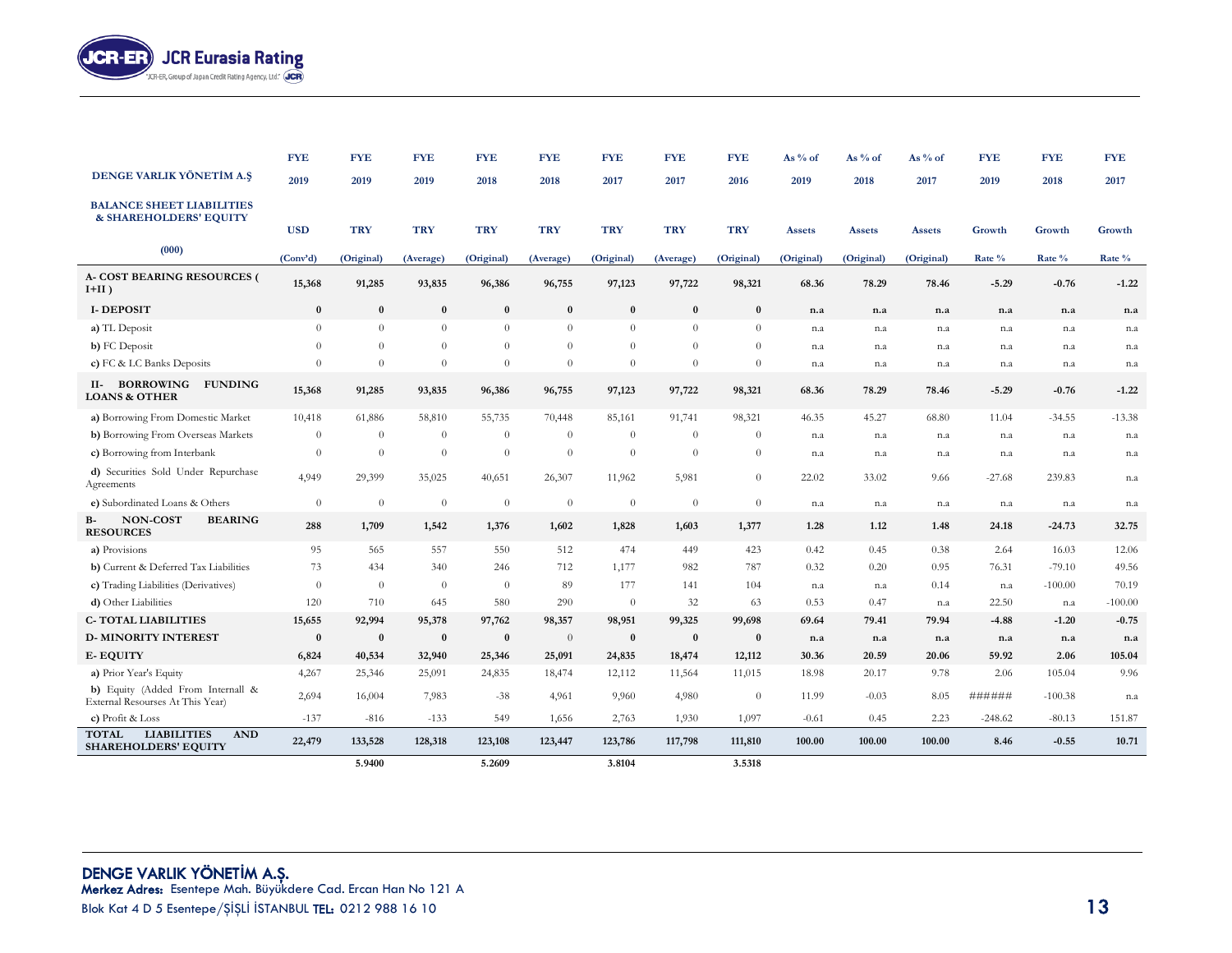| DENGE VARLIK YÖNETİM A.Ş BALANCE SHEET LIABILITIES & SHAREHOLDERS' EQUITY (000) | FYE 2019 USD (Conv'd) | FYE 2019 TRY (Original) | FYE 2019 TRY (Average) | FYE 2018 TRY (Original) | FYE 2018 TRY (Average) | FYE 2017 TRY (Original) | FYE 2017 TRY (Average) | FYE 2016 TRY (Original) | As % of 2019 Assets (Original) | As % of 2018 Assets (Original) | As % of 2017 Assets (Original) | FYE 2019 Growth Rate % | FYE 2018 Growth Rate % | FYE 2017 Growth Rate % |
|---|---|---|---|---|---|---|---|---|---|---|---|---|---|---|
| **A- COST BEARING RESOURCES ( I+II )** | **15,368** | **91,285** | **93,835** | **96,386** | **96,755** | **97,123** | **97,722** | **98,321** | **68.36** | **78.29** | **78.46** | **-5.29** | **-0.76** | **-1.22** |
| **I- DEPOSIT** | **0** | **0** | **0** | **0** | **0** | **0** | **0** | **0** | **n.a** | **n.a** | **n.a** | **n.a** | **n.a** | **n.a** |
| **a)** TL Deposit | 0 | 0 | 0 | 0 | 0 | 0 | 0 | 0 | n.a | n.a | n.a | n.a | n.a | n.a |
| **b)** FC Deposit | 0 | 0 | 0 | 0 | 0 | 0 | 0 | 0 | n.a | n.a | n.a | n.a | n.a | n.a |
| **c)** FC & LC Banks Deposits | 0 | 0 | 0 | 0 | 0 | 0 | 0 | 0 | n.a | n.a | n.a | n.a | n.a | n.a |
| **II- BORROWING FUNDING LOANS & OTHER** | **15,368** | **91,285** | **93,835** | **96,386** | **96,755** | **97,123** | **97,722** | **98,321** | **68.36** | **78.29** | **78.46** | **-5.29** | **-0.76** | **-1.22** |
| **a)** Borrowing From Domestic Market | 10,418 | 61,886 | 58,810 | 55,735 | 70,448 | 85,161 | 91,741 | 98,321 | 46.35 | 45.27 | 68.80 | 11.04 | -34.55 | -13.38 |
| **b)** Borrowing From Overseas Markets | 0 | 0 | 0 | 0 | 0 | 0 | 0 | 0 | n.a | n.a | n.a | n.a | n.a | n.a |
| **c)** Borrowing from Interbank | 0 | 0 | 0 | 0 | 0 | 0 | 0 | 0 | n.a | n.a | n.a | n.a | n.a | n.a |
| **d)** Securities Sold Under Repurchase Agreements | 4,949 | 29,399 | 35,025 | 40,651 | 26,307 | 11,962 | 5,981 | 0 | 22.02 | 33.02 | 9.66 | -27.68 | 239.83 | n.a |
| **e)** Subordinated Loans & Others | 0 | 0 | 0 | 0 | 0 | 0 | 0 | 0 | n.a | n.a | n.a | n.a | n.a | n.a |
| **B- NON-COST BEARING RESOURCES** | **288** | **1,709** | **1,542** | **1,376** | **1,602** | **1,828** | **1,603** | **1,377** | **1.28** | **1.12** | **1.48** | **24.18** | **-24.73** | **32.75** |
| **a)** Provisions | 95 | 565 | 557 | 550 | 512 | 474 | 449 | 423 | 0.42 | 0.45 | 0.38 | 2.64 | 16.03 | 12.06 |
| **b)** Current & Deferred Tax Liabilities | 73 | 434 | 340 | 246 | 712 | 1,177 | 982 | 787 | 0.32 | 0.20 | 0.95 | 76.31 | -79.10 | 49.56 |
| **c)** Trading Liabilities (Derivatives) | 0 | 0 | 0 | 0 | 89 | 177 | 141 | 104 | n.a | n.a | 0.14 | n.a | -100.00 | 70.19 |
| **d)** Other Liabilities | 120 | 710 | 645 | 580 | 290 | 0 | 32 | 63 | 0.53 | 0.47 | n.a | 22.50 | n.a | -100.00 |
| **C- TOTAL LIABILITIES** | **15,655** | **92,994** | **95,378** | **97,762** | **98,357** | **98,951** | **99,325** | **99,698** | **69.64** | **79.41** | **79.94** | **-4.88** | **-1.20** | **-0.75** |
| **D- MINORITY INTEREST** | **0** | **0** | **0** | **0** | 0 | **0** | **0** | **0** | **n.a** | **n.a** | **n.a** | **n.a** | **n.a** | **n.a** |
| **E- EQUITY** | **6,824** | **40,534** | **32,940** | **25,346** | **25,091** | **24,835** | **18,474** | **12,112** | **30.36** | **20.59** | **20.06** | **59.92** | **2.06** | **105.04** |
| **a)** Prior Year's Equity | 4,267 | 25,346 | 25,091 | 24,835 | 18,474 | 12,112 | 11,564 | 11,015 | 18.98 | 20.17 | 9.78 | 2.06 | 105.04 | 9.96 |
| **b)** Equity (Added From Internall & External Resourses At This Year) | 2,694 | 16,004 | 7,983 | -38 | 4,961 | 9,960 | 4,980 | 0 | 11.99 | -0.03 | 8.05 | ###### | -100.38 | n.a |
| **c)** Profit & Loss | -137 | -816 | -133 | 549 | 1,656 | 2,763 | 1,930 | 1,097 | -0.61 | 0.45 | 2.23 | -248.62 | -80.13 | 151.87 |
| **TOTAL LIABILITIES AND SHAREHOLDERS' EQUITY** | **22,479** | **133,528** | **128,318** | **123,108** | **123,447** | **123,786** | **117,798** | **111,810** | **100.00** | **100.00** | **100.00** | **8.46** | **-0.55** | **10.71** |
| | | **5.9400** | | **5.2609** | | **3.8104** | | **3.5318** | | | | | | |

**DENGE VARLIK YÖNETİM A.Ş.**
**Merkez Adres:** Esentepe Mah. Büyükdere Cad. Ercan Han No 121 A
Blok Kat 4 D 5 Esentepe/ŞİŞLİ İSTANBUL **TEL:** 0212 988 16 10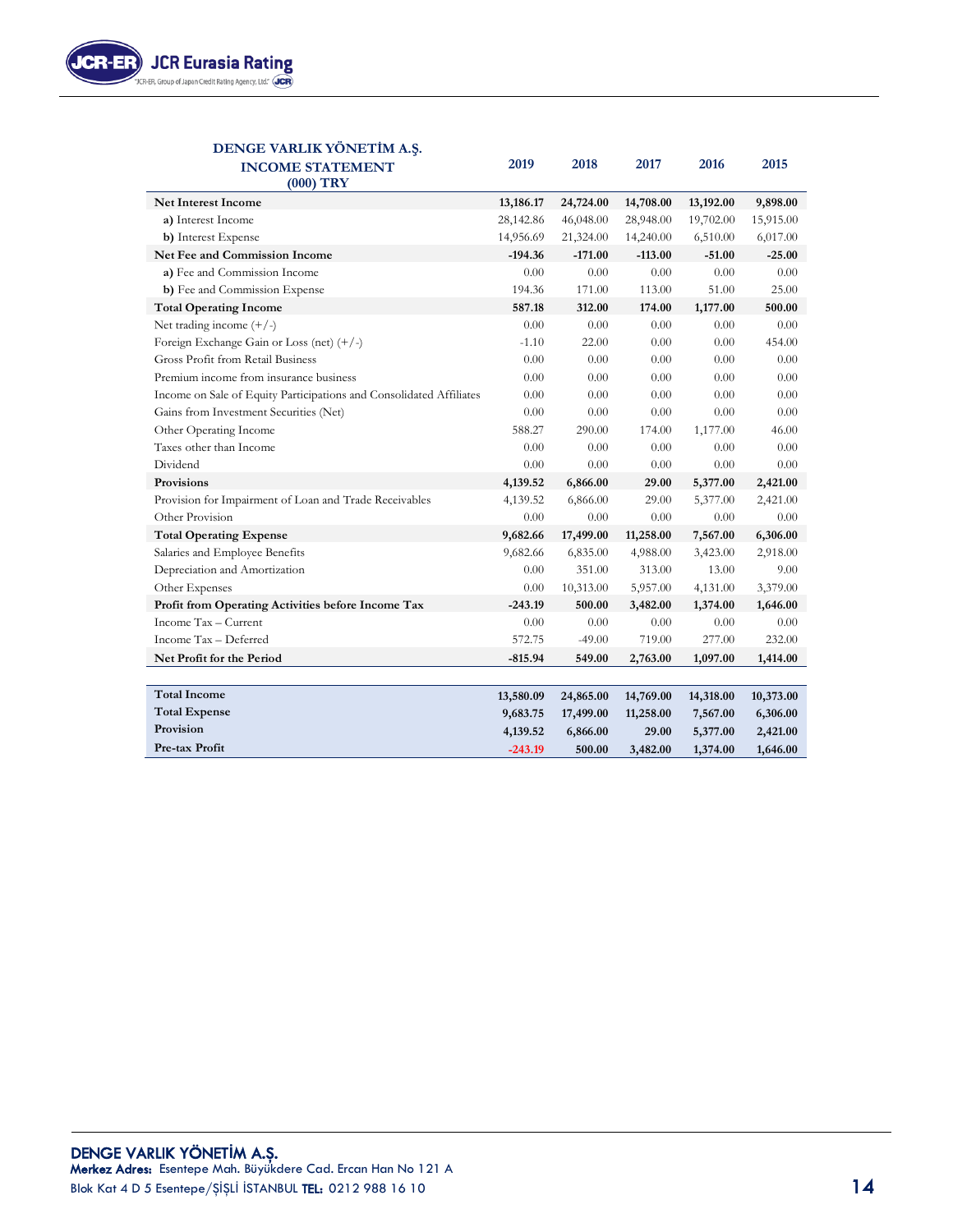| DENGE VARLIK YÖNETİM A.Ş. INCOME STATEMENT (000) TRY | 2019 | 2018 | 2017 | 2016 | 2015 |
|---|---|---|---|---|---|
| **Net Interest Income** | **13,186.17** | **24,724.00** | **14,708.00** | **13,192.00** | **9,898.00** |
| **a)** Interest Income | 28,142.86 | 46,048.00 | 28,948.00 | 19,702.00 | 15,915.00 |
| **b)** Interest Expense | 14,956.69 | 21,324.00 | 14,240.00 | 6,510.00 | 6,017.00 |
| **Net Fee and Commission Income** | **-194.36** | **-171.00** | **-113.00** | **-51.00** | **-25.00** |
| **a)** Fee and Commission Income | 0.00 | 0.00 | 0.00 | 0.00 | 0.00 |
| **b)** Fee and Commission Expense | 194.36 | 171.00 | 113.00 | 51.00 | 25.00 |
| **Total Operating Income** | **587.18** | **312.00** | **174.00** | **1,177.00** | **500.00** |
| Net trading income (+/-) | 0.00 | 0.00 | 0.00 | 0.00 | 0.00 |
| Foreign Exchange Gain or Loss (net) (+/-) | -1.10 | 22.00 | 0.00 | 0.00 | 454.00 |
| Gross Profit from Retail Business | 0.00 | 0.00 | 0.00 | 0.00 | 0.00 |
| Premium income from insurance business | 0.00 | 0.00 | 0.00 | 0.00 | 0.00 |
| Income on Sale of Equity Participations and Consolidated Affiliates | 0.00 | 0.00 | 0.00 | 0.00 | 0.00 |
| Gains from Investment Securities (Net) | 0.00 | 0.00 | 0.00 | 0.00 | 0.00 |
| Other Operating Income | 588.27 | 290.00 | 174.00 | 1,177.00 | 46.00 |
| Taxes other than Income | 0.00 | 0.00 | 0.00 | 0.00 | 0.00 |
| Dividend | 0.00 | 0.00 | 0.00 | 0.00 | 0.00 |
| **Provisions** | **4,139.52** | **6,866.00** | **29.00** | **5,377.00** | **2,421.00** |
| Provision for Impairment of Loan and Trade Receivables | 4,139.52 | 6,866.00 | 29.00 | 5,377.00 | 2,421.00 |
| Other Provision | 0.00 | 0.00 | 0.00 | 0.00 | 0.00 |
| **Total Operating Expense** | **9,682.66** | **17,499.00** | **11,258.00** | **7,567.00** | **6,306.00** |
| Salaries and Employee Benefits | 9,682.66 | 6,835.00 | 4,988.00 | 3,423.00 | 2,918.00 |
| Depreciation and Amortization | 0.00 | 351.00 | 313.00 | 13.00 | 9.00 |
| Other Expenses | 0.00 | 10,313.00 | 5,957.00 | 4,131.00 | 3,379.00 |
| **Profit from Operating Activities before Income Tax** | **-243.19** | **500.00** | **3,482.00** | **1,374.00** | **1,646.00** |
| Income Tax – Current | 0.00 | 0.00 | 0.00 | 0.00 | 0.00 |
| Income Tax – Deferred | 572.75 | -49.00 | 719.00 | 277.00 | 232.00 |
| **Net Profit for the Period** | **-815.94** | **549.00** | **2,763.00** | **1,097.00** | **1,414.00** |

| | 2019 | 2018 | 2017 | 2016 | 2015 |
|---|---|---|---|---|---|
| **Total Income** | **13,580.09** | **24,865.00** | **14,769.00** | **14,318.00** | **10,373.00** |
| **Total Expense** | **9,683.75** | **17,499.00** | **11,258.00** | **7,567.00** | **6,306.00** |
| **Provision** | **4,139.52** | **6,866.00** | **29.00** | **5,377.00** | **2,421.00** |
| **Pre-tax Profit** | **-243.19** | **500.00** | **3,482.00** | **1,374.00** | **1,646.00** |

**DENGE VARLIK YÖNETİM A.Ş.**
**Merkez Adres:** Esentepe Mah. Büyükdere Cad. Ercan Han No 121 A
Blok Kat 4 D 5 Esentepe/ŞİŞLİ İSTANBUL **TEL:** 0212 988 16 10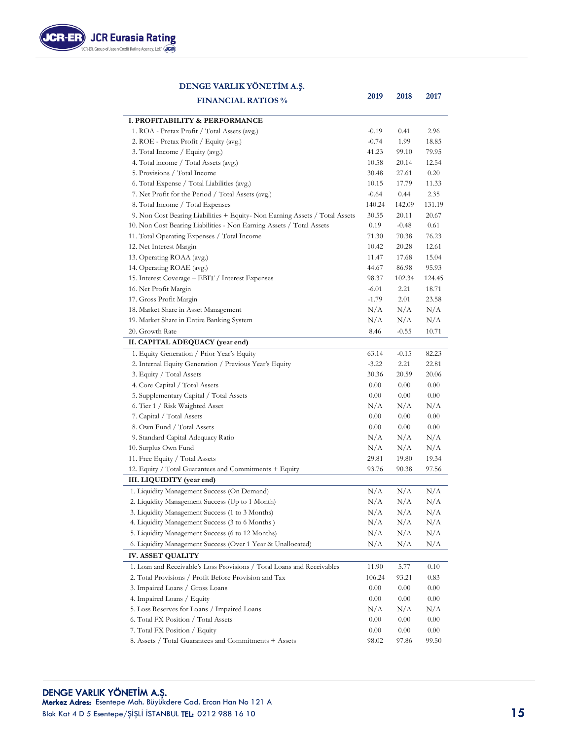## DENGE VARLIK YÖNETİM A.Ş.

| FINANCIAL RATIOS % | 2019 | 2018 | 2017 |
|---|---|---|---|
| **I. PROFITABILITY & PERFORMANCE** | | | |
| 1. ROA - Pretax Profit / Total Assets (avg.) | -0.19 | 0.41 | 2.96 |
| 2. ROE - Pretax Profit / Equity (avg.) | -0.74 | 1.99 | 18.85 |
| 3. Total Income / Equity (avg.) | 41.23 | 99.10 | 79.95 |
| 4. Total income / Total Assets (avg.) | 10.58 | 20.14 | 12.54 |
| 5. Provisions / Total Income | 30.48 | 27.61 | 0.20 |
| 6. Total Expense / Total Liabilities (avg.) | 10.15 | 17.79 | 11.33 |
| 7. Net Profit for the Period / Total Assets (avg.) | -0.64 | 0.44 | 2.35 |
| 8. Total Income / Total Expenses | 140.24 | 142.09 | 131.19 |
| 9. Non Cost Bearing Liabilities + Equity- Non Earning Assets / Total Assets | 30.55 | 20.11 | 20.67 |
| 10. Non Cost Bearing Liabilities - Non Earning Assets / Total Assets | 0.19 | -0.48 | 0.61 |
| 11. Total Operating Expenses / Total Income | 71.30 | 70.38 | 76.23 |
| 12. Net Interest Margin | 10.42 | 20.28 | 12.61 |
| 13. Operating ROAA (avg.) | 11.47 | 17.68 | 15.04 |
| 14. Operating ROAE (avg.) | 44.67 | 86.98 | 95.93 |
| 15. Interest Coverage – EBIT / Interest Expenses | 98.37 | 102.34 | 124.45 |
| 16. Net Profit Margin | -6.01 | 2.21 | 18.71 |
| 17. Gross Profit Margin | -1.79 | 2.01 | 23.58 |
| 18. Market Share in Asset Management | N/A | N/A | N/A |
| 19. Market Share in Entire Banking System | N/A | N/A | N/A |
| 20. Growth Rate | 8.46 | -0.55 | 10.71 |
| **II. CAPITAL ADEQUACY (year end)** | | | |
| 1. Equity Generation / Prior Year's Equity | 63.14 | -0.15 | 82.23 |
| 2. Internal Equity Generation / Previous Year's Equity | -3.22 | 2.21 | 22.81 |
| 3. Equity / Total Assets | 30.36 | 20.59 | 20.06 |
| 4. Core Capital / Total Assets | 0.00 | 0.00 | 0.00 |
| 5. Supplementary Capital / Total Assets | 0.00 | 0.00 | 0.00 |
| 6. Tier 1 / Risk Weighted Asset | N/A | N/A | N/A |
| 7. Capital / Total Assets | 0.00 | 0.00 | 0.00 |
| 8. Own Fund / Total Assets | 0.00 | 0.00 | 0.00 |
| 9. Standard Capital Adequacy Ratio | N/A | N/A | N/A |
| 10. Surplus Own Fund | N/A | N/A | N/A |
| 11. Free Equity / Total Assets | 29.81 | 19.80 | 19.34 |
| 12. Equity / Total Guarantees and Commitments + Equity | 93.76 | 90.38 | 97.56 |
| **III. LIQUIDITY (year end)** | | | |
| 1. Liquidity Management Success (On Demand) | N/A | N/A | N/A |
| 2. Liquidity Management Success (Up to 1 Month) | N/A | N/A | N/A |
| 3. Liquidity Management Success (1 to 3 Months) | N/A | N/A | N/A |
| 4. Liquidity Management Success (3 to 6 Months ) | N/A | N/A | N/A |
| 5. Liquidity Management Success (6 to 12 Months) | N/A | N/A | N/A |
| 6. Liquidity Management Success (Over 1 Year & Unallocated) | N/A | N/A | N/A |
| **IV. ASSET QUALITY** | | | |
| 1. Loan and Receivable's Loss Provisions / Total Loans and Receivables | 11.90 | 5.77 | 0.10 |
| 2. Total Provisions / Profit Before Provision and Tax | 106.24 | 93.21 | 0.83 |
| 3. Impaired Loans / Gross Loans | 0.00 | 0.00 | 0.00 |
| 4. Impaired Loans / Equity | 0.00 | 0.00 | 0.00 |
| 5. Loss Reserves for Loans / Impaired Loans | N/A | N/A | N/A |
| 6. Total FX Position / Total Assets | 0.00 | 0.00 | 0.00 |
| 7. Total FX Position / Equity | 0.00 | 0.00 | 0.00 |
| 8. Assets / Total Guarantees and Commitments + Assets | 98.02 | 97.86 | 99.50 |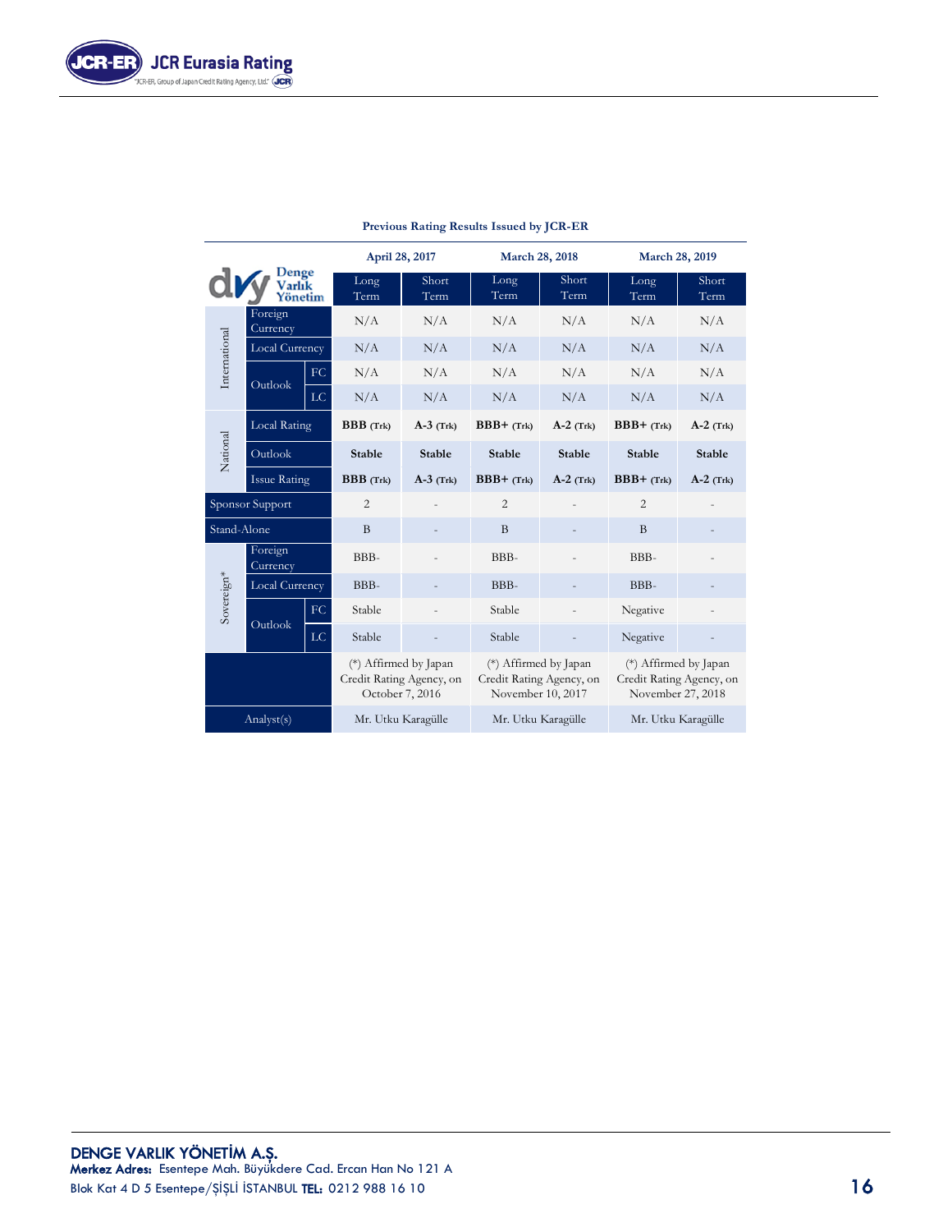**Previous Rating Results Issued by JCR-ER**

| Denge Varlık Yönetim | | | April 28, 2017 | | March 28, 2018 | | March 28, 2019 | |
|---|---|---|---|---|---|---|---|---|
| | | | Long Term | Short Term | Long Term | Short Term | Long Term | Short Term |
| International | Foreign Currency | | N/A | N/A | N/A | N/A | N/A | N/A |
| | Local Currency | | N/A | N/A | N/A | N/A | N/A | N/A |
| | Outlook | FC | N/A | N/A | N/A | N/A | N/A | N/A |
| | | LC | N/A | N/A | N/A | N/A | N/A | N/A |
| National | Local Rating | | **BBB** (Trk) | **A-3** (Trk) | **BBB+** (Trk) | **A-2** (Trk) | **BBB+** (Trk) | **A-2** (Trk) |
| | Outlook | | **Stable** | **Stable** | **Stable** | **Stable** | **Stable** | **Stable** |
| | Issue Rating | | **BBB** (Trk) | **A-3** (Trk) | **BBB+** (Trk) | **A-2** (Trk) | **BBB+** (Trk) | **A-2** (Trk) |
| Sponsor Support | | | 2 | - | 2 | - | 2 | - |
| Stand-Alone | | | B | - | B | - | B | - |
| Sovereign* | Foreign Currency | | BBB- | - | BBB- | - | BBB- | - |
| | Local Currency | | BBB- | - | BBB- | - | BBB- | - |
| | Outlook | FC | Stable | - | Stable | - | Negative | - |
| | | LC | Stable | - | Stable | - | Negative | - |
| | | | (*) Affirmed by Japan Credit Rating Agency, on October 7, 2016 | | (*) Affirmed by Japan Credit Rating Agency, on November 10, 2017 | | (*) Affirmed by Japan Credit Rating Agency, on November 27, 2018 | |
| Analyst(s) | | | Mr. Utku Karagülle | | Mr. Utku Karagülle | | Mr. Utku Karagülle | |